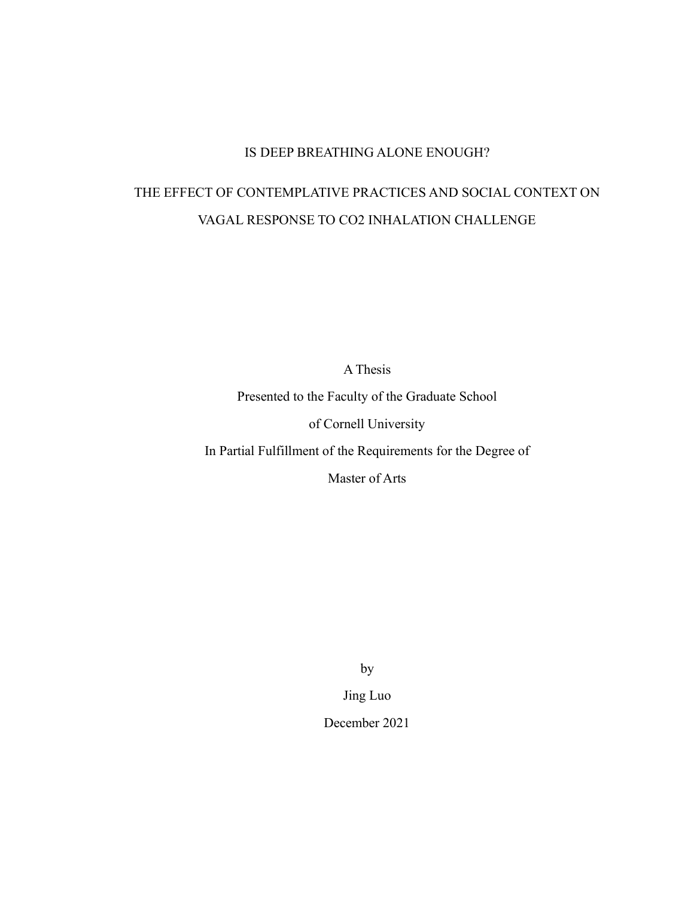# IS DEEP BREATHING ALONE ENOUGH?

# THE EFFECT OF CONTEMPLATIVE PRACTICES AND SOCIAL CONTEXT ON VAGAL RESPONSE TO CO2 INHALATION CHALLENGE

A Thesis

Presented to the Faculty of the Graduate School

of Cornell University

In Partial Fulfillment of the Requirements for the Degree of

Master of Arts

by

Jing Luo

December 2021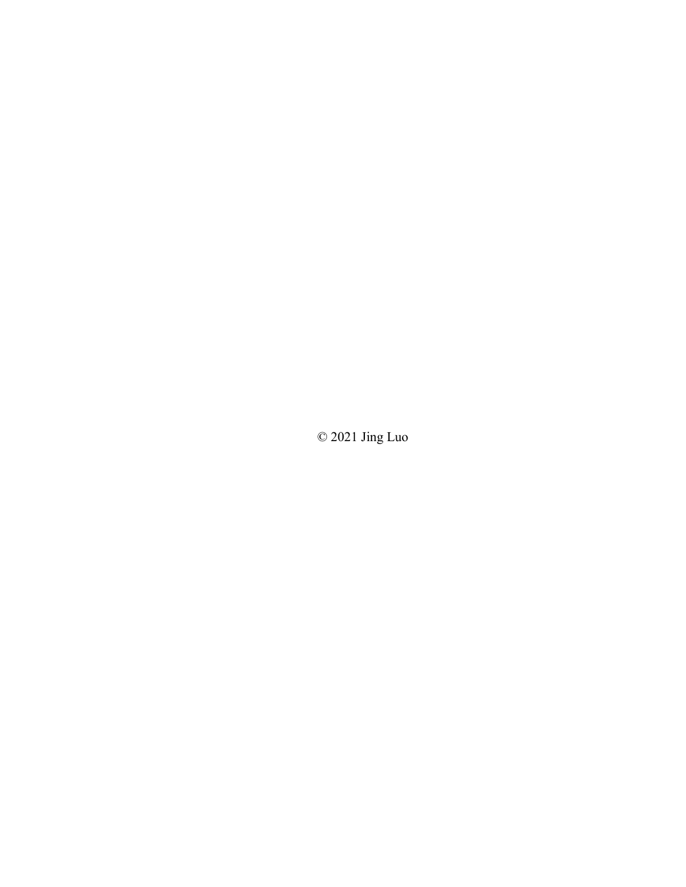© 2021 Jing Luo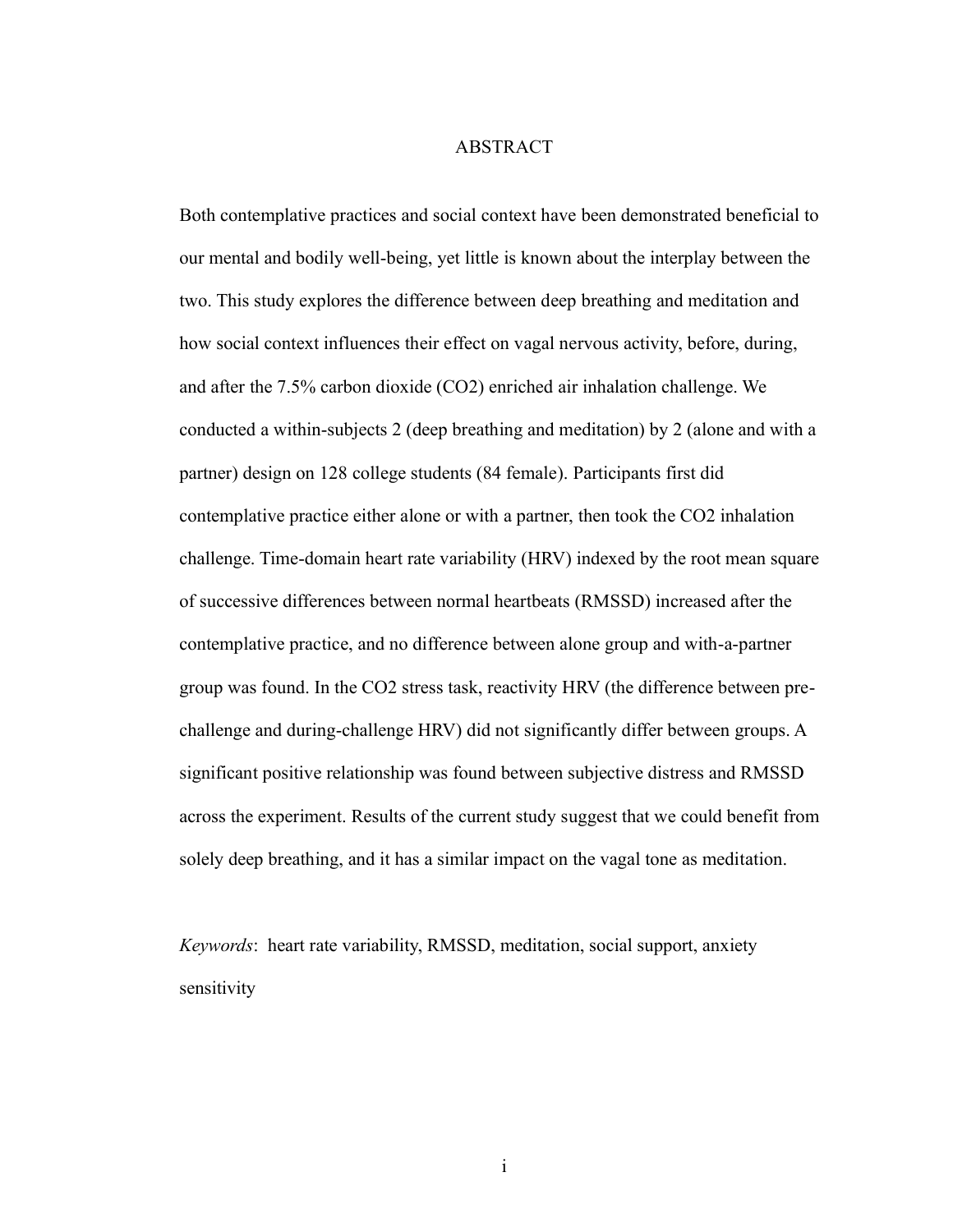# ABSTRACT

Both contemplative practices and social context have been demonstrated beneficial to our mental and bodily well-being, yet little is known about the interplay between the two. This study explores the difference between deep breathing and meditation and how social context influences their effect on vagal nervous activity, before, during, and after the 7.5% carbon dioxide ($CO_2$) enriched air inhalation challenge. We conducted a within-subjects 2 (deep breathing and meditation) by 2 (alone and with a partner) design on 128 college students (84 female). Participants first did contemplative practice either alone or with a partner, then took the $CO_2$ inhalation challenge. Time-domain heart rate variability (HRV) indexed by the root mean square of successive differences between normal heartbeats (RMSSD) increased after the contemplative practice, and no difference between alone group and with-a-partner group was found. In the $CO_2$ stress task, reactivity HRV (the difference between pre-challenge and during-challenge HRV) did not significantly differ between groups. A significant positive relationship was found between subjective distress and RMSSD across the experiment. Results of the current study suggest that we could benefit from solely deep breathing, and it has a similar impact on the vagal tone as meditation.

*Keywords*: heart rate variability, RMSSD, meditation, social support, anxiety sensitivity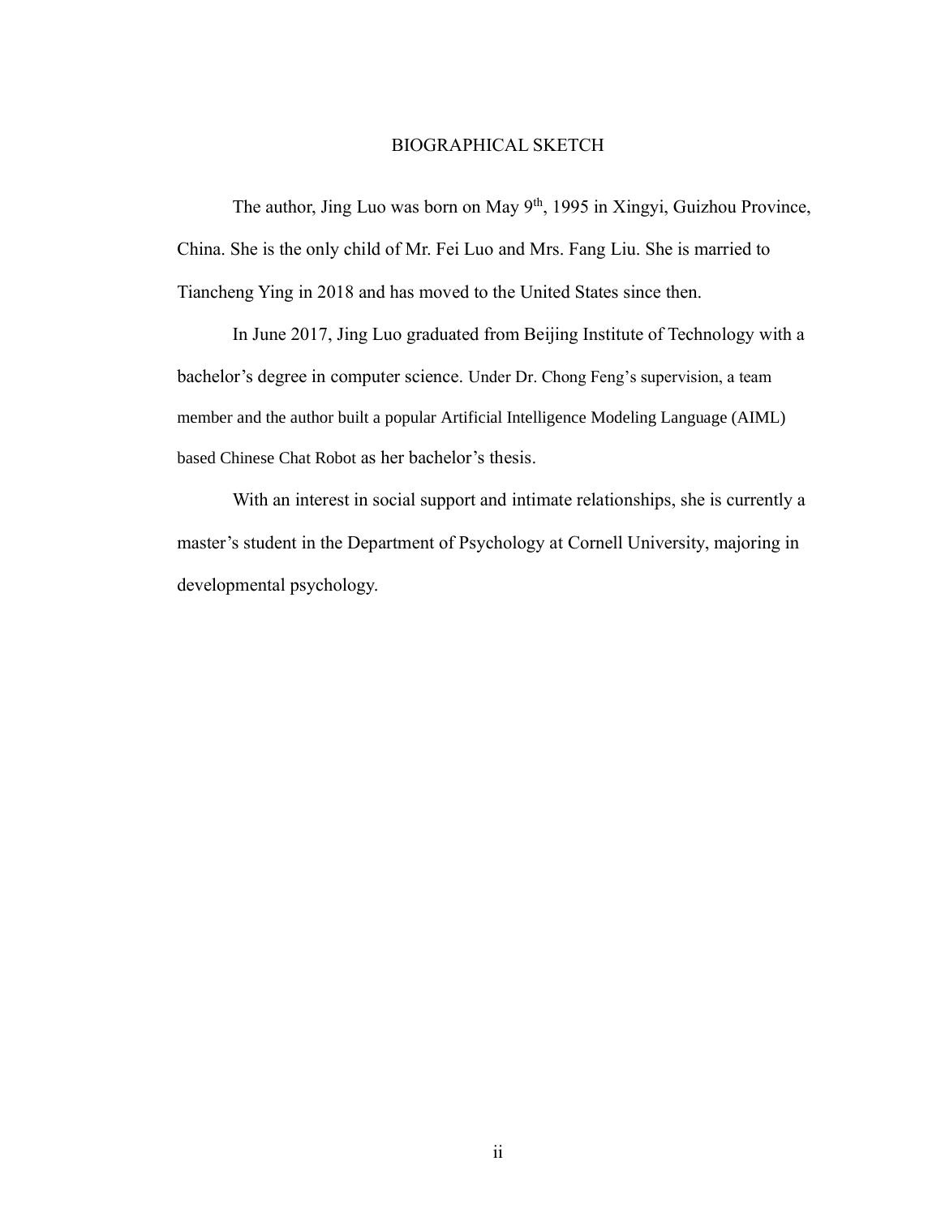# BIOGRAPHICAL SKETCH

The author, Jing Luo was born on May 9th, 1995 in Xingyi, Guizhou Province, China. She is the only child of Mr. Fei Luo and Mrs. Fang Liu. She is married to Tiancheng Ying in 2018 and has moved to the United States since then.

In June 2017, Jing Luo graduated from Beijing Institute of Technology with a bachelor's degree in computer science. Under Dr. Chong Feng's supervision, a team member and the author built a popular Artificial Intelligence Modeling Language (AIML) based Chinese Chat Robot as her bachelor's thesis.

With an interest in social support and intimate relationships, she is currently a master's student in the Department of Psychology at Cornell University, majoring in developmental psychology.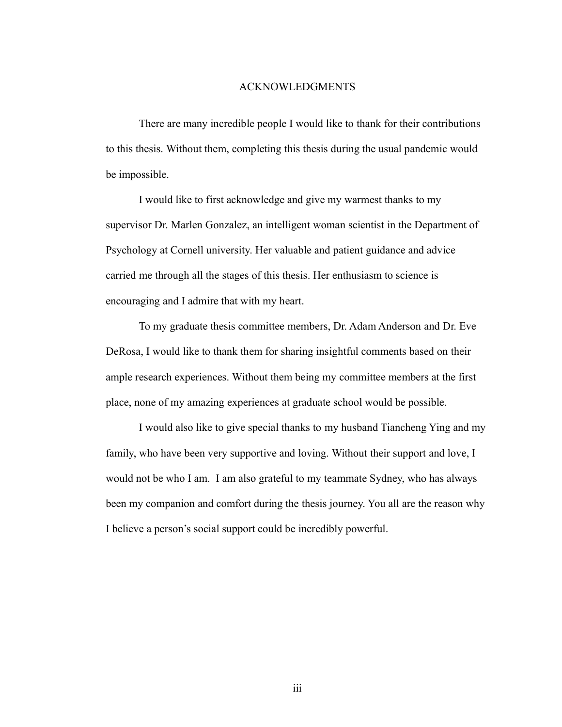# ACKNOWLEDGMENTS

There are many incredible people I would like to thank for their contributions to this thesis. Without them, completing this thesis during the usual pandemic would be impossible.

I would like to first acknowledge and give my warmest thanks to my supervisor Dr. Marlen Gonzalez, an intelligent woman scientist in the Department of Psychology at Cornell university. Her valuable and patient guidance and advice carried me through all the stages of this thesis. Her enthusiasm to science is encouraging and I admire that with my heart.

To my graduate thesis committee members, Dr. Adam Anderson and Dr. Eve DeRosa, I would like to thank them for sharing insightful comments based on their ample research experiences. Without them being my committee members at the first place, none of my amazing experiences at graduate school would be possible.

I would also like to give special thanks to my husband Tiancheng Ying and my family, who have been very supportive and loving. Without their support and love, I would not be who I am. I am also grateful to my teammate Sydney, who has always been my companion and comfort during the thesis journey. You all are the reason why I believe a person's social support could be incredibly powerful.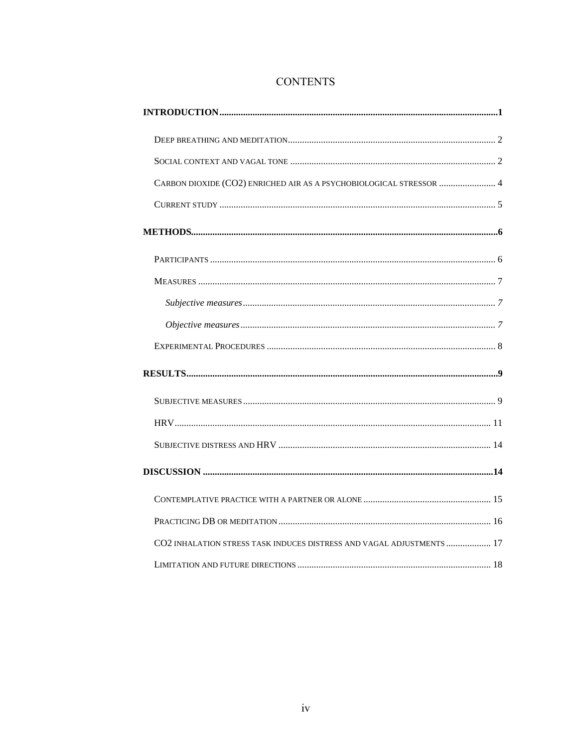# CONTENTS

**INTRODUCTION** .......... **1**

- Deep breathing and meditation .......... 2
- Social context and vagal tone .......... 2
- Carbon dioxide ($CO_2$) enriched air as a psychobiological stressor .......... 4
- Current study .......... 5

**METHODS** .......... **6**

- Participants .......... 6
- Measures .......... 7
  - *Subjective measures* .......... *7*
  - *Objective measures* .......... *7*
- Experimental Procedures .......... 8

**RESULTS** .......... **9**

- Subjective measures .......... 9
- HRV .......... 11
- Subjective distress and HRV .......... 14

**DISCUSSION** .......... **14**

- Contemplative practice with a partner or alone .......... 15
- Practicing DB or meditation .......... 16
- $CO_2$ inhalation stress task induces distress and vagal adjustments .......... 17
- Limitation and future directions .......... 18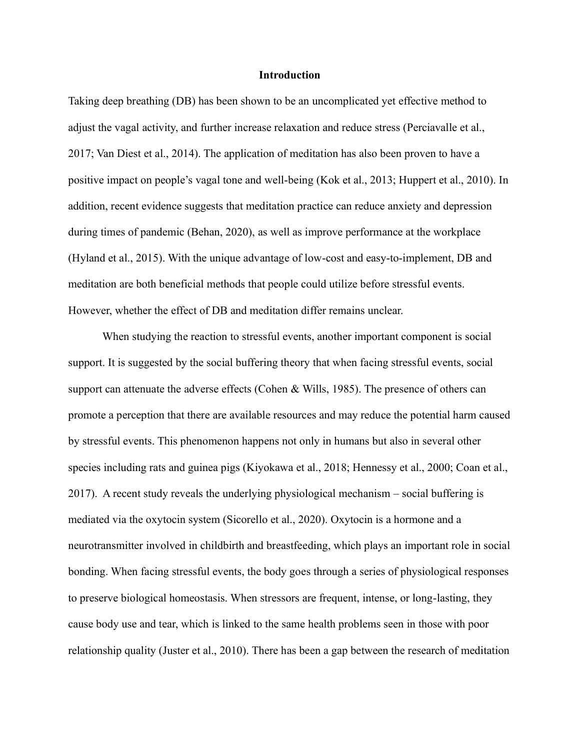# Introduction

Taking deep breathing (DB) has been shown to be an uncomplicated yet effective method to adjust the vagal activity, and further increase relaxation and reduce stress (Perciavalle et al., 2017; Van Diest et al., 2014). The application of meditation has also been proven to have a positive impact on people's vagal tone and well-being (Kok et al., 2013; Huppert et al., 2010). In addition, recent evidence suggests that meditation practice can reduce anxiety and depression during times of pandemic (Behan, 2020), as well as improve performance at the workplace (Hyland et al., 2015). With the unique advantage of low-cost and easy-to-implement, DB and meditation are both beneficial methods that people could utilize before stressful events. However, whether the effect of DB and meditation differ remains unclear.

When studying the reaction to stressful events, another important component is social support. It is suggested by the social buffering theory that when facing stressful events, social support can attenuate the adverse effects (Cohen & Wills, 1985). The presence of others can promote a perception that there are available resources and may reduce the potential harm caused by stressful events. This phenomenon happens not only in humans but also in several other species including rats and guinea pigs (Kiyokawa et al., 2018; Hennessy et al., 2000; Coan et al., 2017). A recent study reveals the underlying physiological mechanism – social buffering is mediated via the oxytocin system (Sicorello et al., 2020). Oxytocin is a hormone and a neurotransmitter involved in childbirth and breastfeeding, which plays an important role in social bonding. When facing stressful events, the body goes through a series of physiological responses to preserve biological homeostasis. When stressors are frequent, intense, or long-lasting, they cause body use and tear, which is linked to the same health problems seen in those with poor relationship quality (Juster et al., 2010). There has been a gap between the research of meditation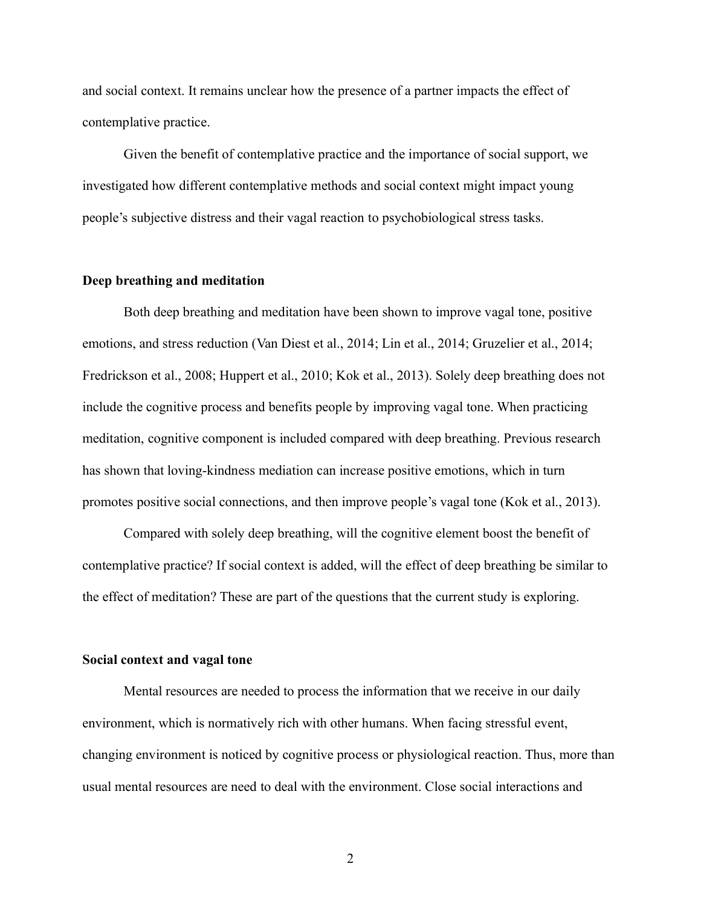and social context. It remains unclear how the presence of a partner impacts the effect of contemplative practice.

Given the benefit of contemplative practice and the importance of social support, we investigated how different contemplative methods and social context might impact young people's subjective distress and their vagal reaction to psychobiological stress tasks.

## Deep breathing and meditation

Both deep breathing and meditation have been shown to improve vagal tone, positive emotions, and stress reduction (Van Diest et al., 2014; Lin et al., 2014; Gruzelier et al., 2014; Fredrickson et al., 2008; Huppert et al., 2010; Kok et al., 2013). Solely deep breathing does not include the cognitive process and benefits people by improving vagal tone. When practicing meditation, cognitive component is included compared with deep breathing. Previous research has shown that loving-kindness mediation can increase positive emotions, which in turn promotes positive social connections, and then improve people's vagal tone (Kok et al., 2013).

Compared with solely deep breathing, will the cognitive element boost the benefit of contemplative practice? If social context is added, will the effect of deep breathing be similar to the effect of meditation? These are part of the questions that the current study is exploring.

## Social context and vagal tone

Mental resources are needed to process the information that we receive in our daily environment, which is normatively rich with other humans. When facing stressful event, changing environment is noticed by cognitive process or physiological reaction. Thus, more than usual mental resources are need to deal with the environment. Close social interactions and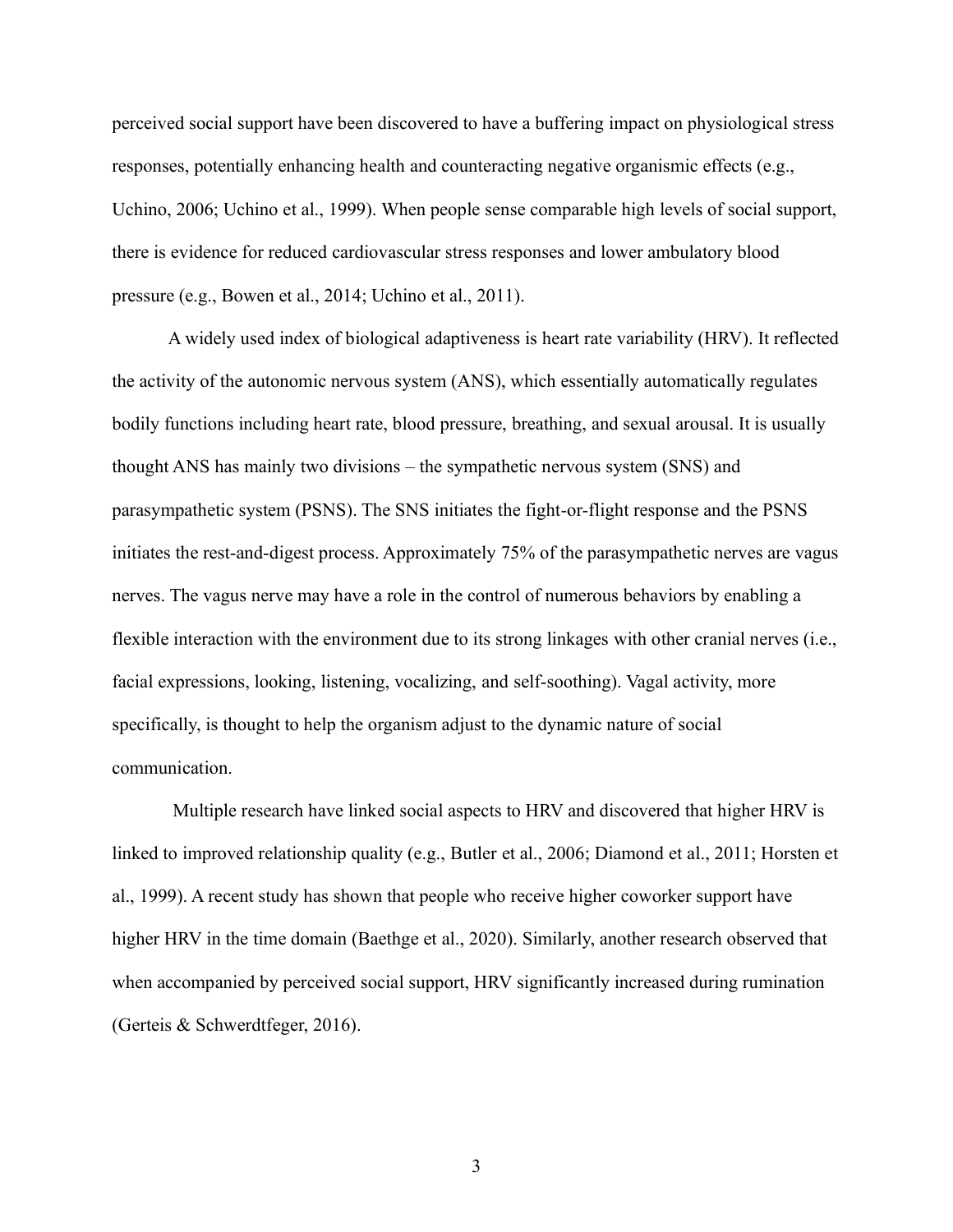perceived social support have been discovered to have a buffering impact on physiological stress responses, potentially enhancing health and counteracting negative organismic effects (e.g., Uchino, 2006; Uchino et al., 1999). When people sense comparable high levels of social support, there is evidence for reduced cardiovascular stress responses and lower ambulatory blood pressure (e.g., Bowen et al., 2014; Uchino et al., 2011).

A widely used index of biological adaptiveness is heart rate variability (HRV). It reflected the activity of the autonomic nervous system (ANS), which essentially automatically regulates bodily functions including heart rate, blood pressure, breathing, and sexual arousal. It is usually thought ANS has mainly two divisions – the sympathetic nervous system (SNS) and parasympathetic system (PSNS). The SNS initiates the fight-or-flight response and the PSNS initiates the rest-and-digest process. Approximately 75% of the parasympathetic nerves are vagus nerves. The vagus nerve may have a role in the control of numerous behaviors by enabling a flexible interaction with the environment due to its strong linkages with other cranial nerves (i.e., facial expressions, looking, listening, vocalizing, and self-soothing). Vagal activity, more specifically, is thought to help the organism adjust to the dynamic nature of social communication.

Multiple research have linked social aspects to HRV and discovered that higher HRV is linked to improved relationship quality (e.g., Butler et al., 2006; Diamond et al., 2011; Horsten et al., 1999). A recent study has shown that people who receive higher coworker support have higher HRV in the time domain (Baethge et al., 2020). Similarly, another research observed that when accompanied by perceived social support, HRV significantly increased during rumination (Gerteis & Schwerdtfeger, 2016).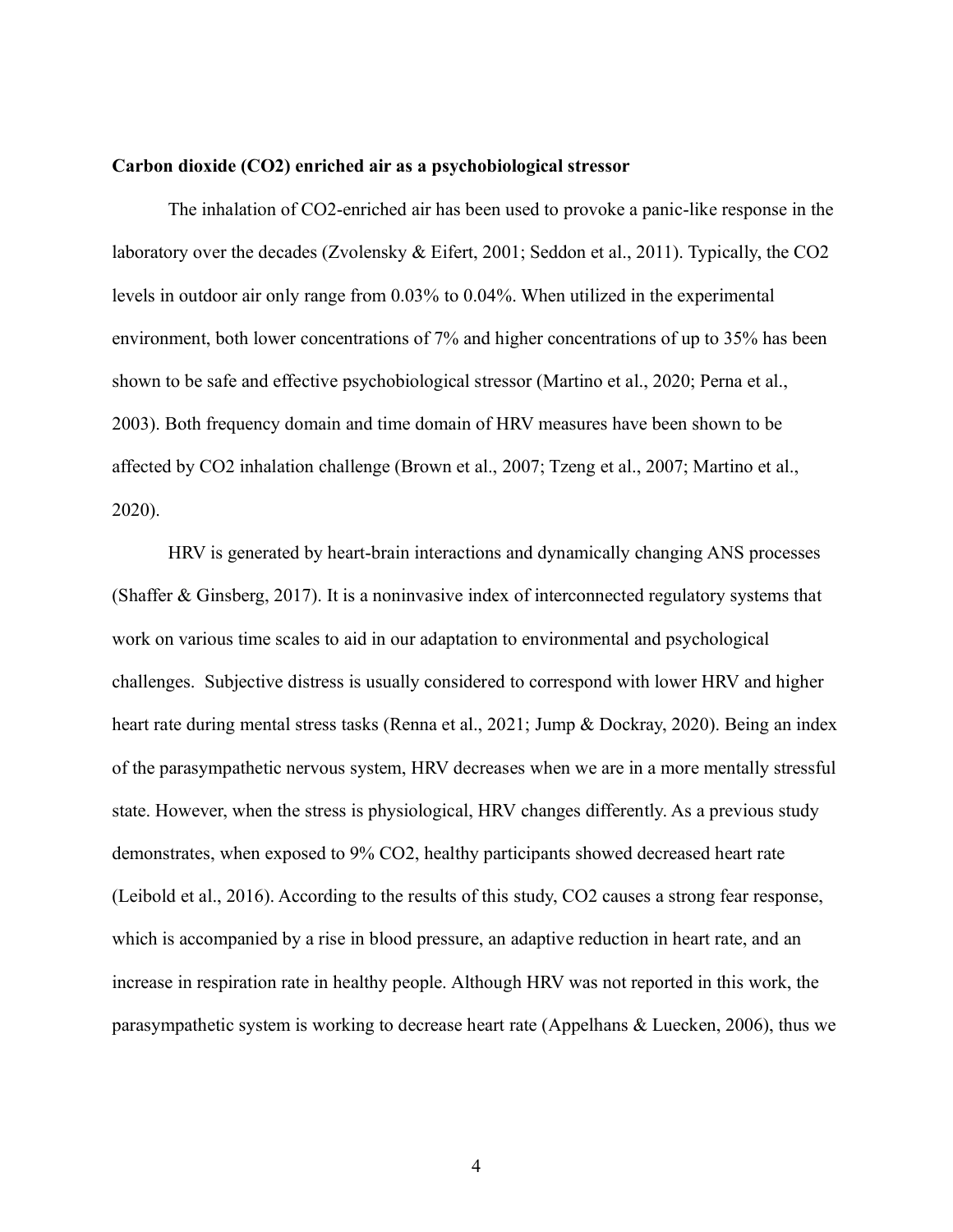**Carbon dioxide ($CO_2$) enriched air as a psychobiological stressor**

The inhalation of $CO_2$-enriched air has been used to provoke a panic-like response in the laboratory over the decades (Zvolensky & Eifert, 2001; Seddon et al., 2011). Typically, the $CO_2$ levels in outdoor air only range from 0.03% to 0.04%. When utilized in the experimental environment, both lower concentrations of 7% and higher concentrations of up to 35% has been shown to be safe and effective psychobiological stressor (Martino et al., 2020; Perna et al., 2003). Both frequency domain and time domain of HRV measures have been shown to be affected by $CO_2$ inhalation challenge (Brown et al., 2007; Tzeng et al., 2007; Martino et al., 2020).

HRV is generated by heart-brain interactions and dynamically changing ANS processes (Shaffer & Ginsberg, 2017). It is a noninvasive index of interconnected regulatory systems that work on various time scales to aid in our adaptation to environmental and psychological challenges. Subjective distress is usually considered to correspond with lower HRV and higher heart rate during mental stress tasks (Renna et al., 2021; Jump & Dockray, 2020). Being an index of the parasympathetic nervous system, HRV decreases when we are in a more mentally stressful state. However, when the stress is physiological, HRV changes differently. As a previous study demonstrates, when exposed to 9% $CO_2$, healthy participants showed decreased heart rate (Leibold et al., 2016). According to the results of this study, $CO_2$ causes a strong fear response, which is accompanied by a rise in blood pressure, an adaptive reduction in heart rate, and an increase in respiration rate in healthy people. Although HRV was not reported in this work, the parasympathetic system is working to decrease heart rate (Appelhans & Luecken, 2006), thus we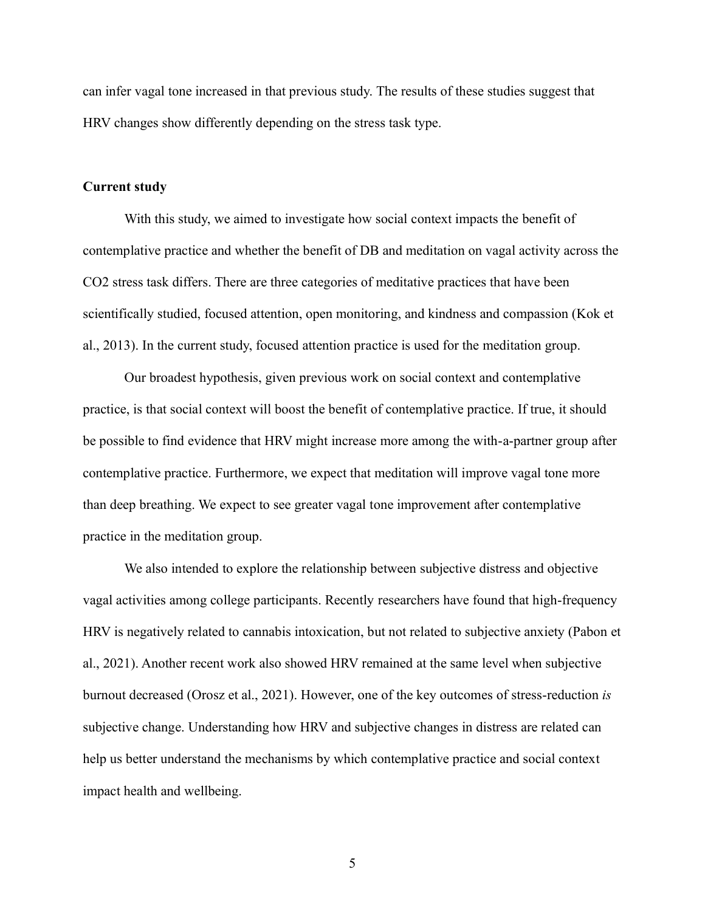can infer vagal tone increased in that previous study. The results of these studies suggest that HRV changes show differently depending on the stress task type.

**Current study**

With this study, we aimed to investigate how social context impacts the benefit of contemplative practice and whether the benefit of DB and meditation on vagal activity across the $CO_2$ stress task differs. There are three categories of meditative practices that have been scientifically studied, focused attention, open monitoring, and kindness and compassion (Kok et al., 2013). In the current study, focused attention practice is used for the meditation group.

Our broadest hypothesis, given previous work on social context and contemplative practice, is that social context will boost the benefit of contemplative practice. If true, it should be possible to find evidence that HRV might increase more among the with-a-partner group after contemplative practice. Furthermore, we expect that meditation will improve vagal tone more than deep breathing. We expect to see greater vagal tone improvement after contemplative practice in the meditation group.

We also intended to explore the relationship between subjective distress and objective vagal activities among college participants. Recently researchers have found that high-frequency HRV is negatively related to cannabis intoxication, but not related to subjective anxiety (Pabon et al., 2021). Another recent work also showed HRV remained at the same level when subjective burnout decreased (Orosz et al., 2021). However, one of the key outcomes of stress-reduction *is* subjective change. Understanding how HRV and subjective changes in distress are related can help us better understand the mechanisms by which contemplative practice and social context impact health and wellbeing.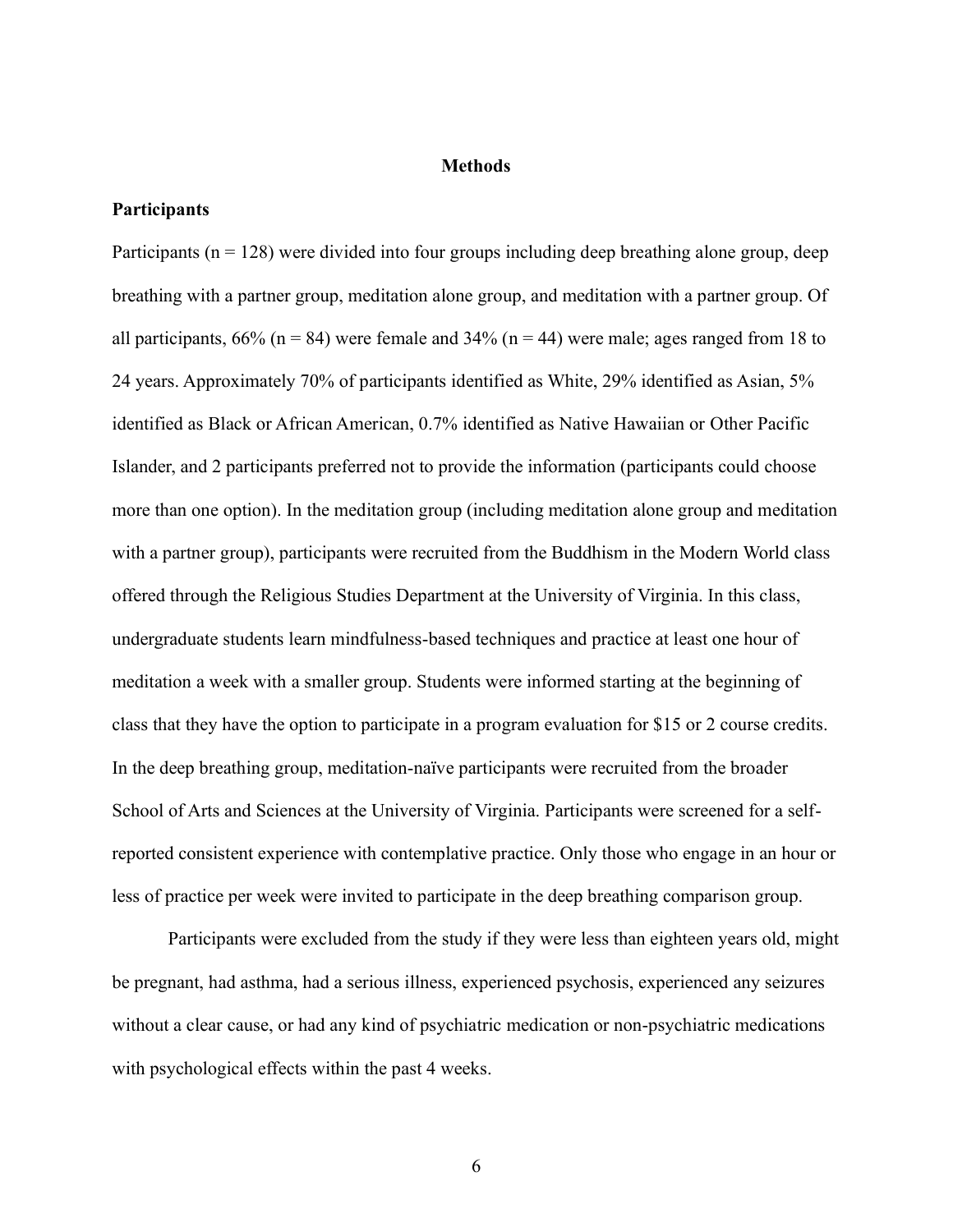# Methods

## Participants

Participants ($n = 128$) were divided into four groups including deep breathing alone group, deep breathing with a partner group, meditation alone group, and meditation with a partner group. Of all participants, 66% ($n = 84$) were female and 34% ($n = 44$) were male; ages ranged from 18 to 24 years. Approximately 70% of participants identified as White, 29% identified as Asian, 5% identified as Black or African American, 0.7% identified as Native Hawaiian or Other Pacific Islander, and 2 participants preferred not to provide the information (participants could choose more than one option). In the meditation group (including meditation alone group and meditation with a partner group), participants were recruited from the Buddhism in the Modern World class offered through the Religious Studies Department at the University of Virginia. In this class, undergraduate students learn mindfulness-based techniques and practice at least one hour of meditation a week with a smaller group. Students were informed starting at the beginning of class that they have the option to participate in a program evaluation for $15 or 2 course credits. In the deep breathing group, meditation-naïve participants were recruited from the broader School of Arts and Sciences at the University of Virginia. Participants were screened for a self-reported consistent experience with contemplative practice. Only those who engage in an hour or less of practice per week were invited to participate in the deep breathing comparison group.

Participants were excluded from the study if they were less than eighteen years old, might be pregnant, had asthma, had a serious illness, experienced psychosis, experienced any seizures without a clear cause, or had any kind of psychiatric medication or non-psychiatric medications with psychological effects within the past 4 weeks.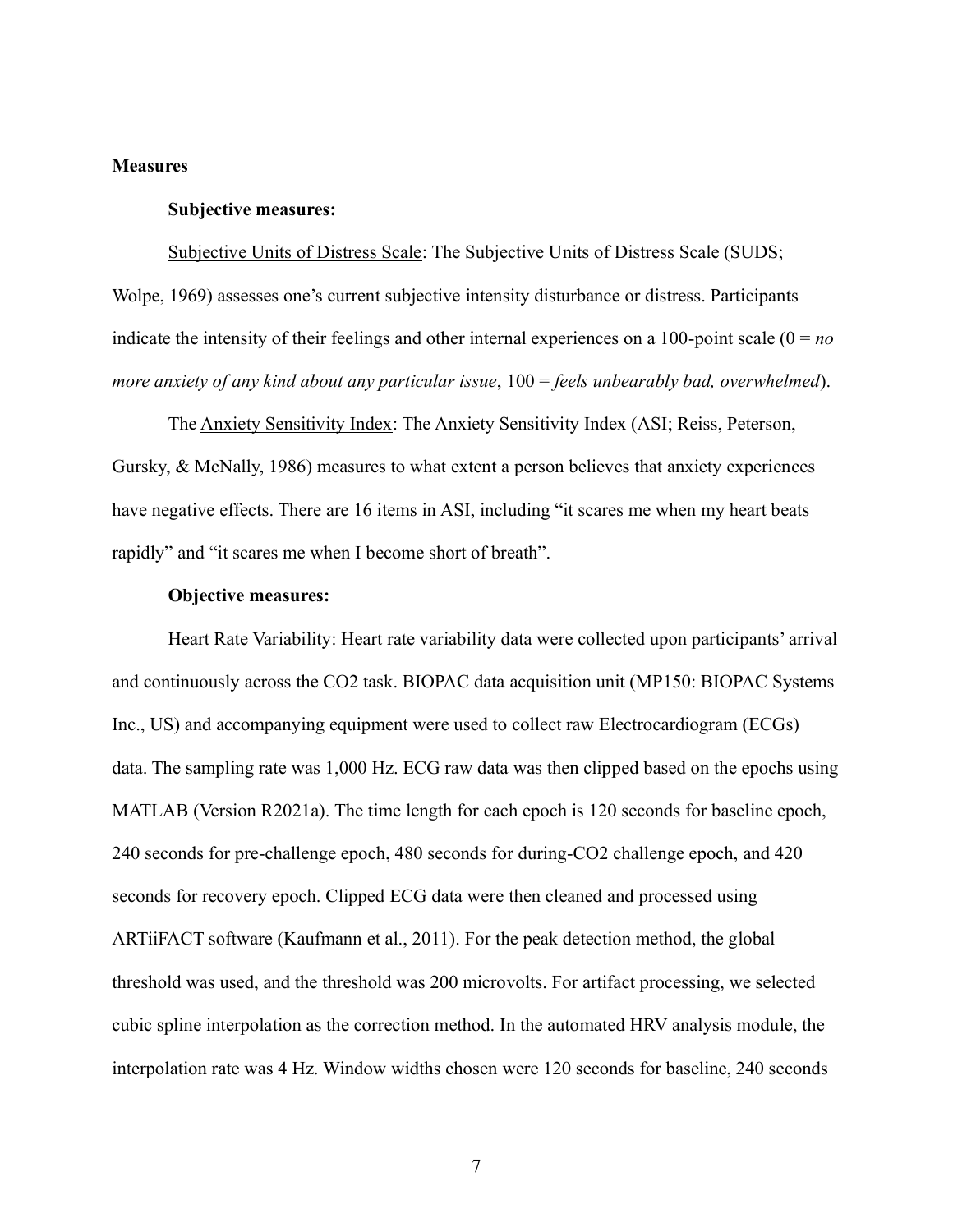**Measures**

**Subjective measures:**

Subjective Units of Distress Scale: The Subjective Units of Distress Scale (SUDS; Wolpe, 1969) assesses one's current subjective intensity disturbance or distress. Participants indicate the intensity of their feelings and other internal experiences on a 100-point scale (0 = *no more anxiety of any kind about any particular issue*, 100 = *feels unbearably bad, overwhelmed*).

The Anxiety Sensitivity Index: The Anxiety Sensitivity Index (ASI; Reiss, Peterson, Gursky, & McNally, 1986) measures to what extent a person believes that anxiety experiences have negative effects. There are 16 items in ASI, including "it scares me when my heart beats rapidly" and "it scares me when I become short of breath".

**Objective measures:**

Heart Rate Variability: Heart rate variability data were collected upon participants' arrival and continuously across the $CO_2$ task. BIOPAC data acquisition unit (MP150: BIOPAC Systems Inc., US) and accompanying equipment were used to collect raw Electrocardiogram (ECGs) data. The sampling rate was 1,000 Hz. ECG raw data was then clipped based on the epochs using MATLAB (Version R2021a). The time length for each epoch is 120 seconds for baseline epoch, 240 seconds for pre-challenge epoch, 480 seconds for during-$CO_2$ challenge epoch, and 420 seconds for recovery epoch. Clipped ECG data were then cleaned and processed using ARTiiFACT software (Kaufmann et al., 2011). For the peak detection method, the global threshold was used, and the threshold was 200 microvolts. For artifact processing, we selected cubic spline interpolation as the correction method. In the automated HRV analysis module, the interpolation rate was 4 Hz. Window widths chosen were 120 seconds for baseline, 240 seconds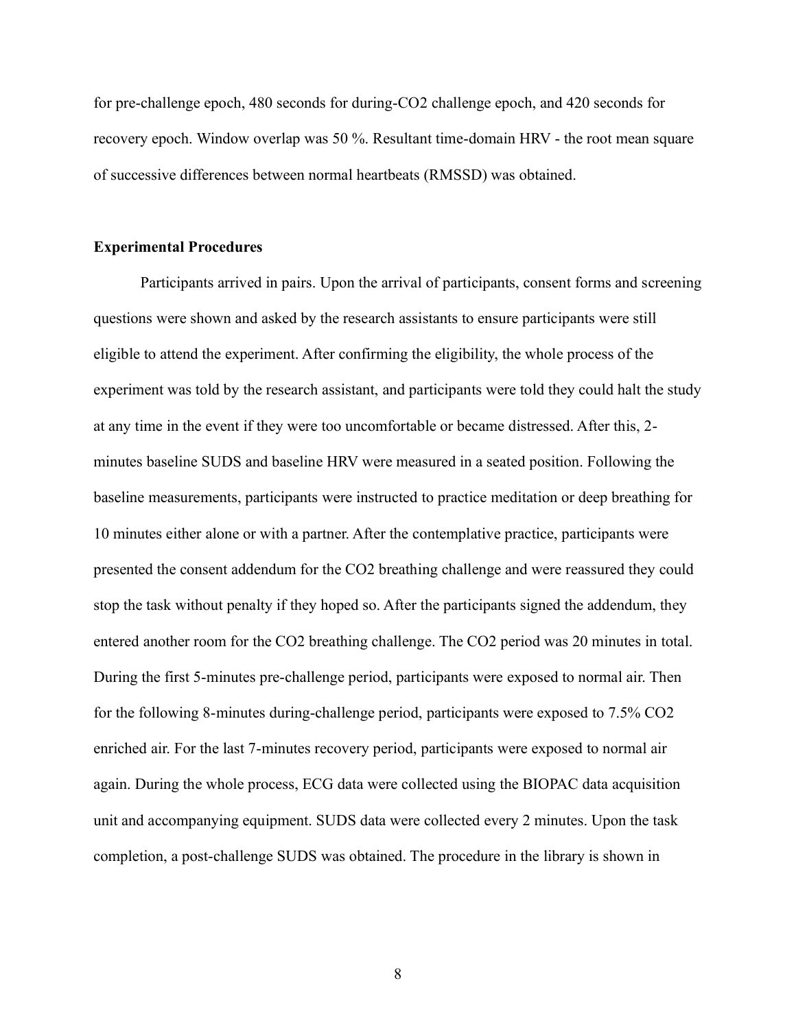for pre-challenge epoch, 480 seconds for during-$CO_2$ challenge epoch, and 420 seconds for recovery epoch. Window overlap was 50 %. Resultant time-domain HRV - the root mean square of successive differences between normal heartbeats (RMSSD) was obtained.

**Experimental Procedures**

Participants arrived in pairs. Upon the arrival of participants, consent forms and screening questions were shown and asked by the research assistants to ensure participants were still eligible to attend the experiment. After confirming the eligibility, the whole process of the experiment was told by the research assistant, and participants were told they could halt the study at any time in the event if they were too uncomfortable or became distressed. After this, 2-minutes baseline SUDS and baseline HRV were measured in a seated position. Following the baseline measurements, participants were instructed to practice meditation or deep breathing for 10 minutes either alone or with a partner. After the contemplative practice, participants were presented the consent addendum for the $CO_2$ breathing challenge and were reassured they could stop the task without penalty if they hoped so. After the participants signed the addendum, they entered another room for the $CO_2$ breathing challenge. The $CO_2$ period was 20 minutes in total. During the first 5-minutes pre-challenge period, participants were exposed to normal air. Then for the following 8-minutes during-challenge period, participants were exposed to 7.5% $CO_2$ enriched air. For the last 7-minutes recovery period, participants were exposed to normal air again. During the whole process, ECG data were collected using the BIOPAC data acquisition unit and accompanying equipment. SUDS data were collected every 2 minutes. Upon the task completion, a post-challenge SUDS was obtained. The procedure in the library is shown in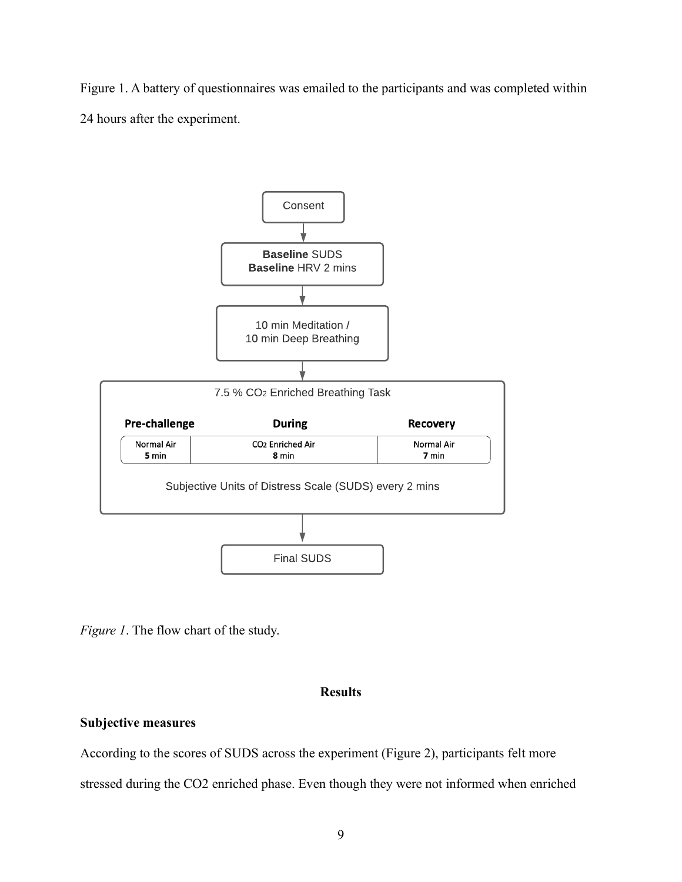Figure 1. A battery of questionnaires was emailed to the participants and was completed within 24 hours after the experiment.

Consent

**Baseline** SUDS
**Baseline** HRV 2 mins

10 min Meditation /
10 min Deep Breathing

7.5 % $CO_2$ Enriched Breathing Task

| Pre-challenge | During | Recovery |
| --- | --- | --- |
| Normal Air **5** min | $CO_2$ Enriched Air **8** min | Normal Air **7** min |

Subjective Units of Distress Scale (SUDS) every 2 mins

Final SUDS

*Figure 1*. The flow chart of the study.

## Results

### Subjective measures

According to the scores of SUDS across the experiment (Figure 2), participants felt more stressed during the CO2 enriched phase. Even though they were not informed when enriched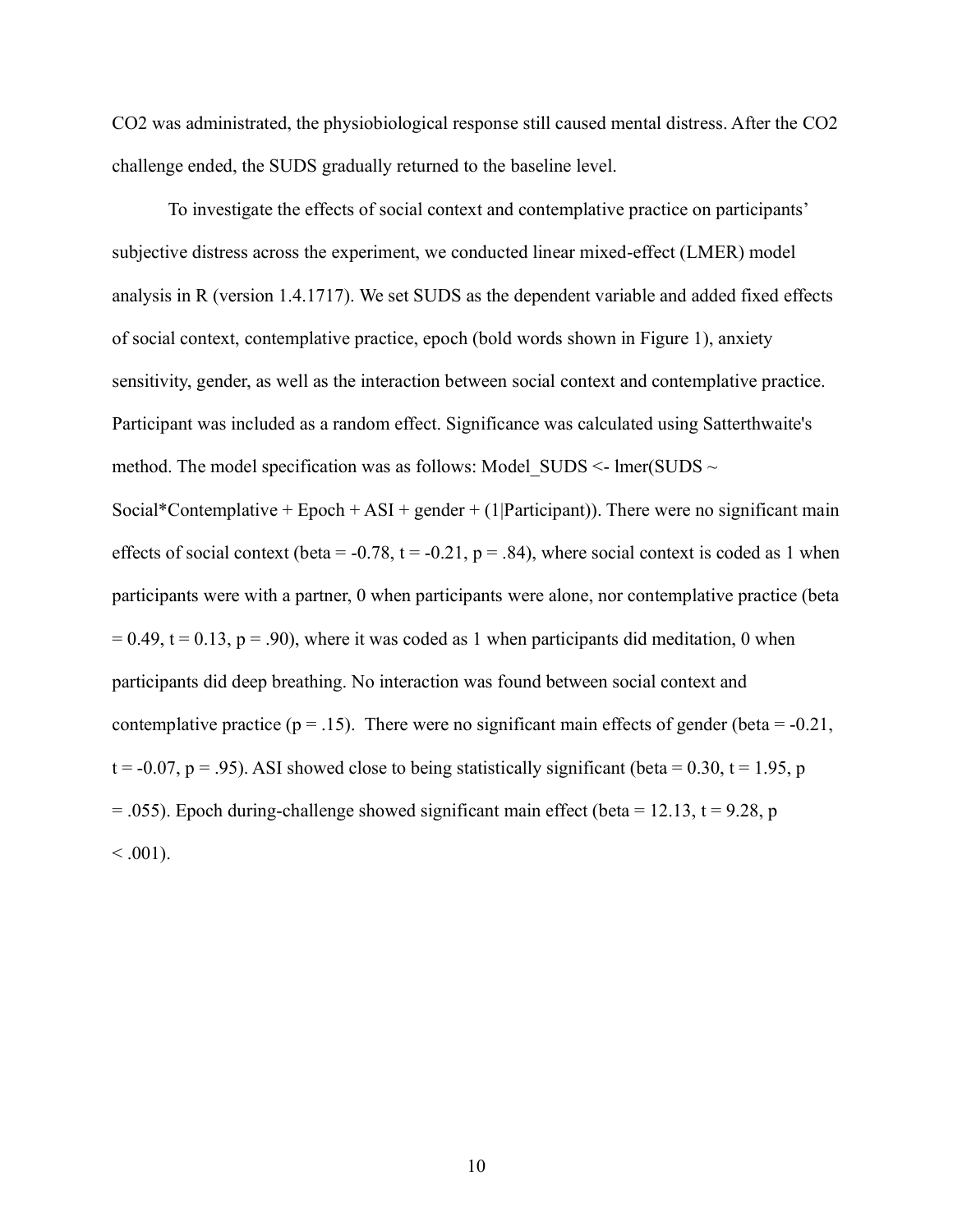$CO_2$ was administrated, the physiobiological response still caused mental distress. After the $CO_2$ challenge ended, the SUDS gradually returned to the baseline level.

To investigate the effects of social context and contemplative practice on participants' subjective distress across the experiment, we conducted linear mixed-effect (LMER) model analysis in R (version 1.4.1717). We set SUDS as the dependent variable and added fixed effects of social context, contemplative practice, epoch (bold words shown in Figure 1), anxiety sensitivity, gender, as well as the interaction between social context and contemplative practice. Participant was included as a random effect. Significance was calculated using Satterthwaite's method. The model specification was as follows: Model_SUDS <- lmer(SUDS ~ Social*Contemplative + Epoch + ASI + gender + (1|Participant)). There were no significant main effects of social context (beta = -0.78, $t = -0.21$, $p = .84$), where social context is coded as 1 when participants were with a partner, 0 when participants were alone, nor contemplative practice (beta = 0.49, $t = 0.13$, $p = .90$), where it was coded as 1 when participants did meditation, 0 when participants did deep breathing. No interaction was found between social context and contemplative practice ($p = .15$). There were no significant main effects of gender (beta = -0.21, $t = -0.07$, $p = .95$). ASI showed close to being statistically significant (beta = 0.30, $t = 1.95$, $p = .055$). Epoch during-challenge showed significant main effect (beta = 12.13, $t = 9.28$, $p < .001$).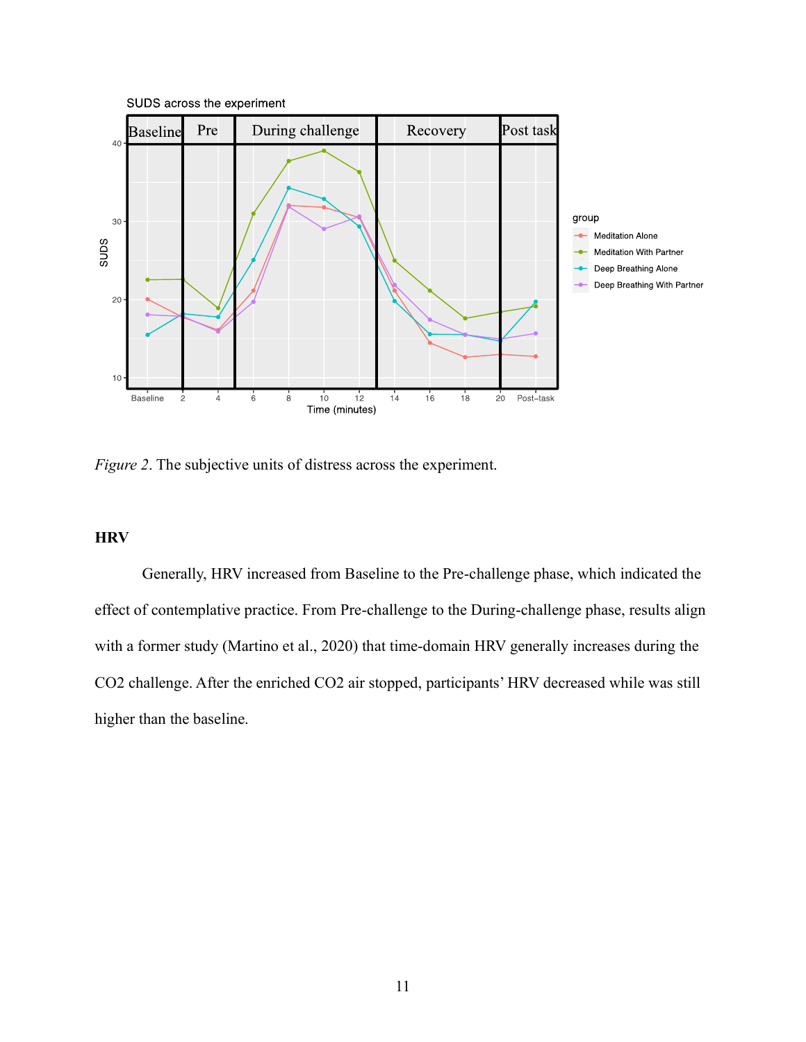*Figure 2*. The subjective units of distress across the experiment.

**HRV**

Generally, HRV increased from Baseline to the Pre-challenge phase, which indicated the effect of contemplative practice. From Pre-challenge to the During-challenge phase, results align with a former study (Martino et al., 2020) that time-domain HRV generally increases during the $CO_2$ challenge. After the enriched $CO_2$ air stopped, participants' HRV decreased while was still higher than the baseline.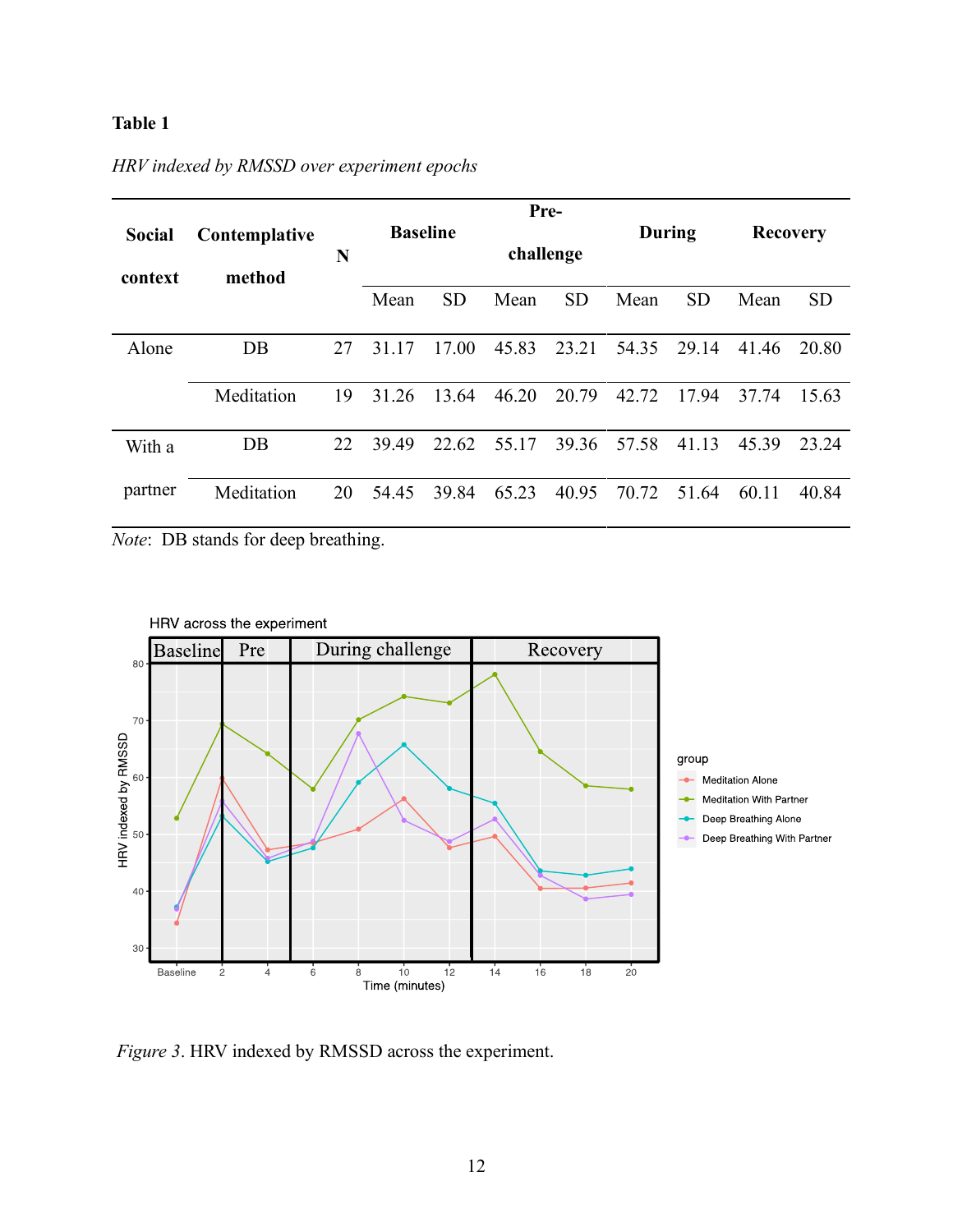**Table 1**

*HRV indexed by RMSSD over experiment epochs*

| Social context | Contemplative method | N | Baseline | | Pre-challenge | | During | | Recovery | |
|---|---|---|---|---|---|---|---|---|---|---|
| | | | Mean | SD | Mean | SD | Mean | SD | Mean | SD |
| Alone | DB | 27 | 31.17 | 17.00 | 45.83 | 23.21 | 54.35 | 29.14 | 41.46 | 20.80 |
| | Meditation | 19 | 31.26 | 13.64 | 46.20 | 20.79 | 42.72 | 17.94 | 37.74 | 15.63 |
| With a partner | DB | 22 | 39.49 | 22.62 | 55.17 | 39.36 | 57.58 | 41.13 | 45.39 | 23.24 |
| | Meditation | 20 | 54.45 | 39.84 | 65.23 | 40.95 | 70.72 | 51.64 | 60.11 | 40.84 |

*Note*: DB stands for deep breathing.

*Figure 3*. HRV indexed by RMSSD across the experiment.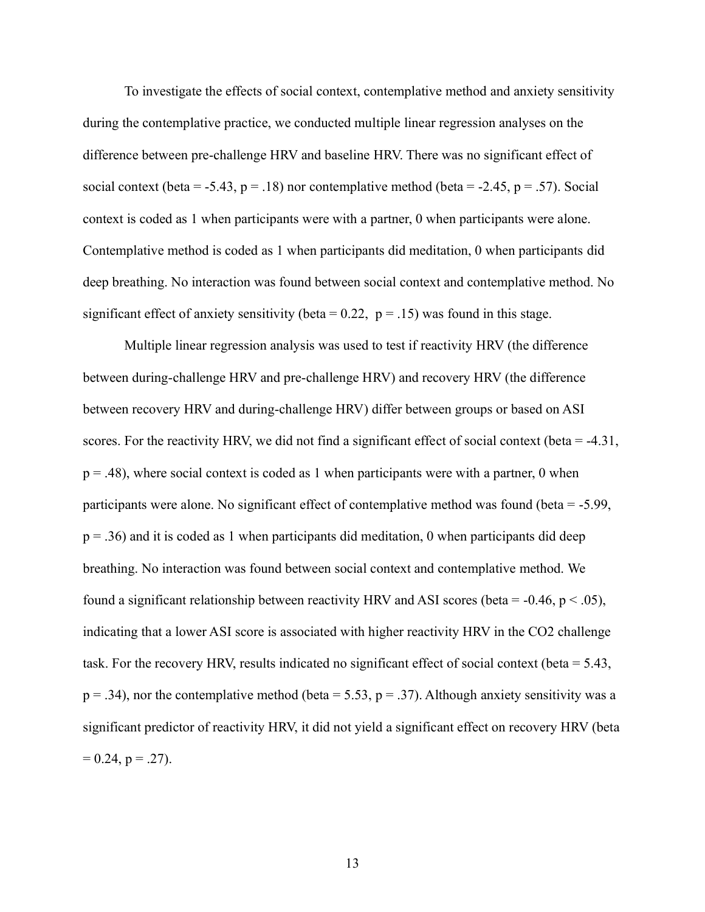To investigate the effects of social context, contemplative method and anxiety sensitivity during the contemplative practice, we conducted multiple linear regression analyses on the difference between pre-challenge HRV and baseline HRV. There was no significant effect of social context (beta = -5.43, $p = .18$) nor contemplative method (beta = -2.45, $p = .57$). Social context is coded as 1 when participants were with a partner, 0 when participants were alone. Contemplative method is coded as 1 when participants did meditation, 0 when participants did deep breathing. No interaction was found between social context and contemplative method. No significant effect of anxiety sensitivity (beta = 0.22, $p = .15$) was found in this stage.

Multiple linear regression analysis was used to test if reactivity HRV (the difference between during-challenge HRV and pre-challenge HRV) and recovery HRV (the difference between recovery HRV and during-challenge HRV) differ between groups or based on ASI scores. For the reactivity HRV, we did not find a significant effect of social context (beta = -4.31, $p = .48$), where social context is coded as 1 when participants were with a partner, 0 when participants were alone. No significant effect of contemplative method was found (beta = -5.99, $p = .36$) and it is coded as 1 when participants did meditation, 0 when participants did deep breathing. No interaction was found between social context and contemplative method. We found a significant relationship between reactivity HRV and ASI scores (beta = -0.46, $p < .05$), indicating that a lower ASI score is associated with higher reactivity HRV in the $CO_2$ challenge task. For the recovery HRV, results indicated no significant effect of social context (beta = 5.43, $p = .34$), nor the contemplative method (beta = 5.53, $p = .37$). Although anxiety sensitivity was a significant predictor of reactivity HRV, it did not yield a significant effect on recovery HRV (beta = 0.24, $p = .27$).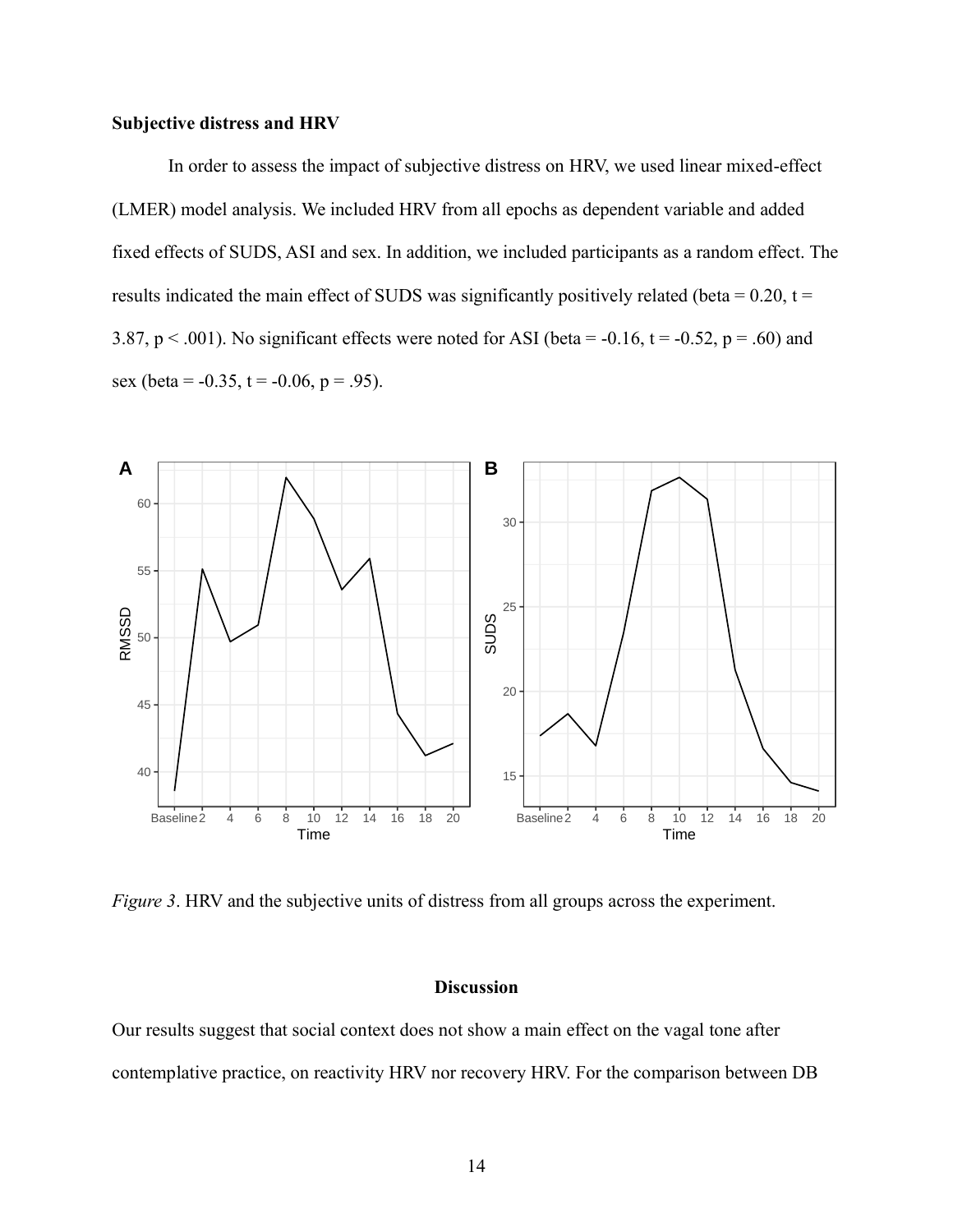**Subjective distress and HRV**

In order to assess the impact of subjective distress on HRV, we used linear mixed-effect (LMER) model analysis. We included HRV from all epochs as dependent variable and added fixed effects of SUDS, ASI and sex. In addition, we included participants as a random effect. The results indicated the main effect of SUDS was significantly positively related (beta = 0.20, $t = 3.87$, $p < .001$). No significant effects were noted for ASI (beta = -0.16, $t = -0.52$, $p = .60$) and sex (beta = -0.35, $t = -0.06$, $p = .95$).

*Figure 3*. HRV and the subjective units of distress from all groups across the experiment.

## Discussion

Our results suggest that social context does not show a main effect on the vagal tone after contemplative practice, on reactivity HRV nor recovery HRV. For the comparison between DB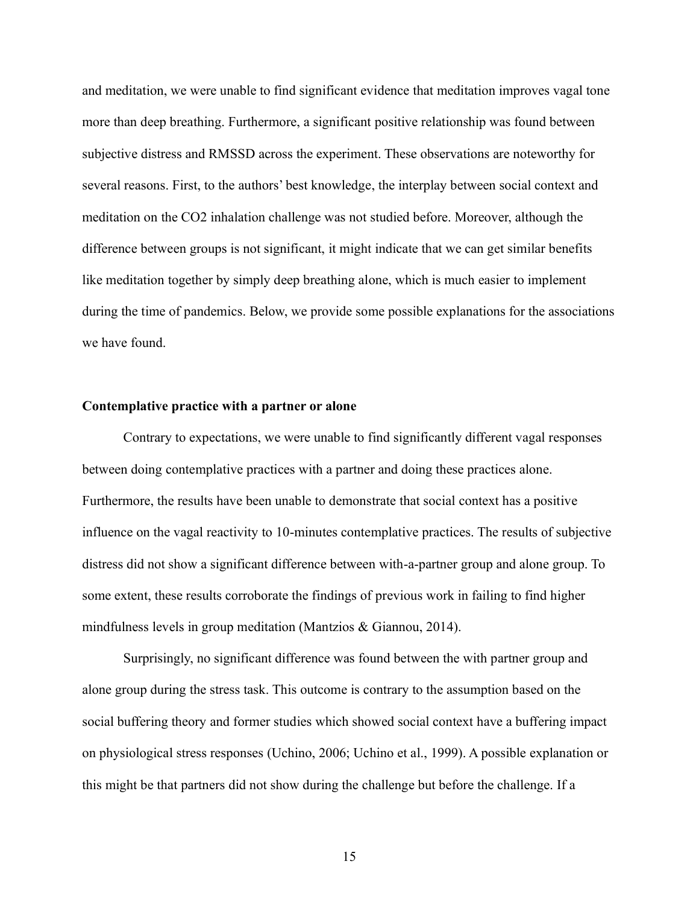and meditation, we were unable to find significant evidence that meditation improves vagal tone more than deep breathing. Furthermore, a significant positive relationship was found between subjective distress and RMSSD across the experiment. These observations are noteworthy for several reasons. First, to the authors' best knowledge, the interplay between social context and meditation on the $CO_2$ inhalation challenge was not studied before. Moreover, although the difference between groups is not significant, it might indicate that we can get similar benefits like meditation together by simply deep breathing alone, which is much easier to implement during the time of pandemics. Below, we provide some possible explanations for the associations we have found.

**Contemplative practice with a partner or alone**

Contrary to expectations, we were unable to find significantly different vagal responses between doing contemplative practices with a partner and doing these practices alone. Furthermore, the results have been unable to demonstrate that social context has a positive influence on the vagal reactivity to 10-minutes contemplative practices. The results of subjective distress did not show a significant difference between with-a-partner group and alone group. To some extent, these results corroborate the findings of previous work in failing to find higher mindfulness levels in group meditation (Mantzios & Giannou, 2014).

Surprisingly, no significant difference was found between the with partner group and alone group during the stress task. This outcome is contrary to the assumption based on the social buffering theory and former studies which showed social context have a buffering impact on physiological stress responses (Uchino, 2006; Uchino et al., 1999). A possible explanation or this might be that partners did not show during the challenge but before the challenge. If a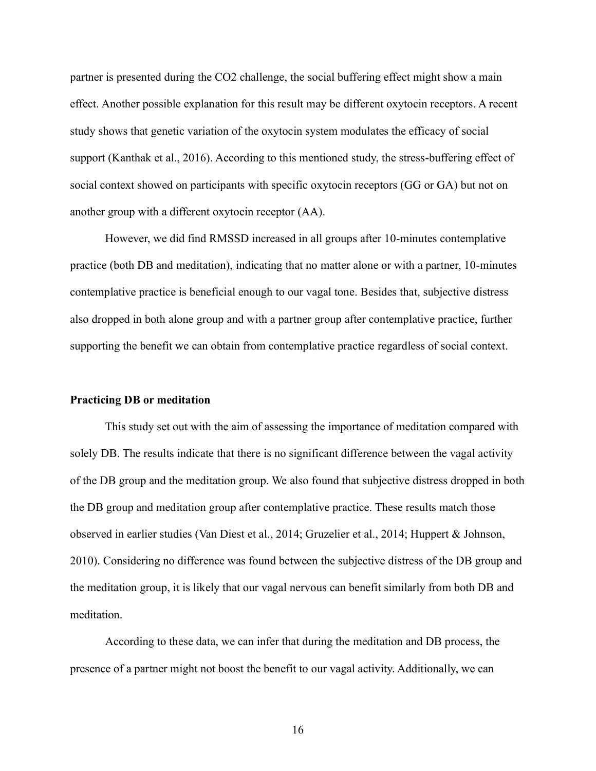partner is presented during the $CO_2$ challenge, the social buffering effect might show a main effect. Another possible explanation for this result may be different oxytocin receptors. A recent study shows that genetic variation of the oxytocin system modulates the efficacy of social support (Kanthak et al., 2016). According to this mentioned study, the stress-buffering effect of social context showed on participants with specific oxytocin receptors (GG or GA) but not on another group with a different oxytocin receptor (AA).

However, we did find RMSSD increased in all groups after 10-minutes contemplative practice (both DB and meditation), indicating that no matter alone or with a partner, 10-minutes contemplative practice is beneficial enough to our vagal tone. Besides that, subjective distress also dropped in both alone group and with a partner group after contemplative practice, further supporting the benefit we can obtain from contemplative practice regardless of social context.

**Practicing DB or meditation**

This study set out with the aim of assessing the importance of meditation compared with solely DB. The results indicate that there is no significant difference between the vagal activity of the DB group and the meditation group. We also found that subjective distress dropped in both the DB group and meditation group after contemplative practice. These results match those observed in earlier studies (Van Diest et al., 2014; Gruzelier et al., 2014; Huppert & Johnson, 2010). Considering no difference was found between the subjective distress of the DB group and the meditation group, it is likely that our vagal nervous can benefit similarly from both DB and meditation.

According to these data, we can infer that during the meditation and DB process, the presence of a partner might not boost the benefit to our vagal activity. Additionally, we can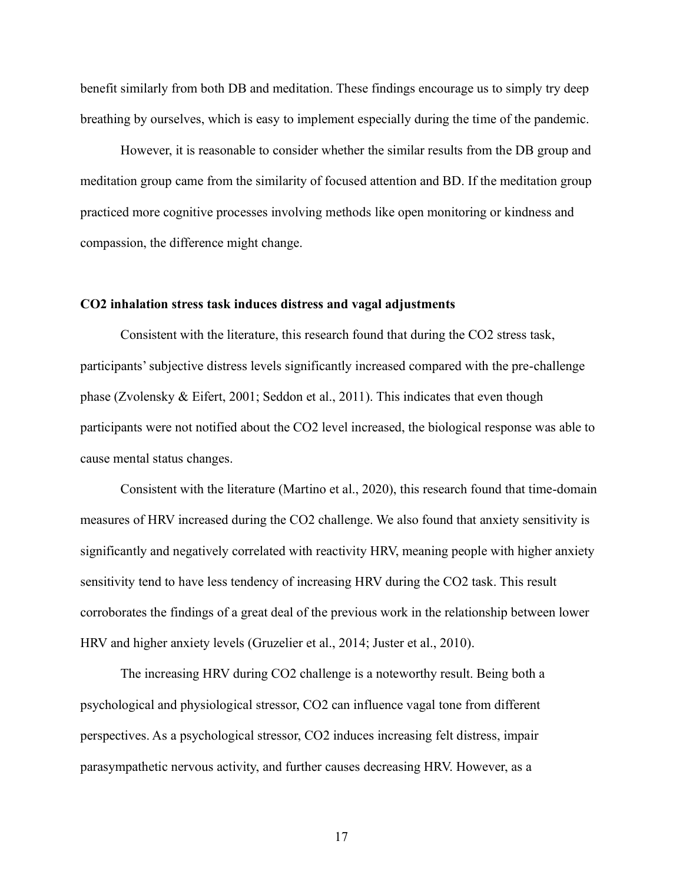benefit similarly from both DB and meditation. These findings encourage us to simply try deep breathing by ourselves, which is easy to implement especially during the time of the pandemic.

However, it is reasonable to consider whether the similar results from the DB group and meditation group came from the similarity of focused attention and BD. If the meditation group practiced more cognitive processes involving methods like open monitoring or kindness and compassion, the difference might change.

### $CO_2$ inhalation stress task induces distress and vagal adjustments

Consistent with the literature, this research found that during the $CO_2$ stress task, participants' subjective distress levels significantly increased compared with the pre-challenge phase (Zvolensky & Eifert, 2001; Seddon et al., 2011). This indicates that even though participants were not notified about the $CO_2$ level increased, the biological response was able to cause mental status changes.

Consistent with the literature (Martino et al., 2020), this research found that time-domain measures of HRV increased during the $CO_2$ challenge. We also found that anxiety sensitivity is significantly and negatively correlated with reactivity HRV, meaning people with higher anxiety sensitivity tend to have less tendency of increasing HRV during the $CO_2$ task. This result corroborates the findings of a great deal of the previous work in the relationship between lower HRV and higher anxiety levels (Gruzelier et al., 2014; Juster et al., 2010).

The increasing HRV during $CO_2$ challenge is a noteworthy result. Being both a psychological and physiological stressor, $CO_2$ can influence vagal tone from different perspectives. As a psychological stressor, $CO_2$ induces increasing felt distress, impair parasympathetic nervous activity, and further causes decreasing HRV. However, as a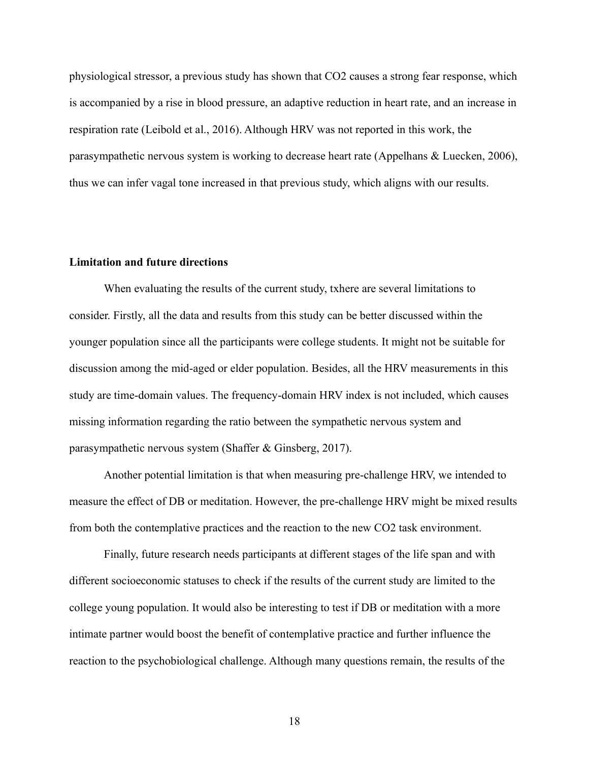physiological stressor, a previous study has shown that $CO_2$ causes a strong fear response, which is accompanied by a rise in blood pressure, an adaptive reduction in heart rate, and an increase in respiration rate (Leibold et al., 2016). Although HRV was not reported in this work, the parasympathetic nervous system is working to decrease heart rate (Appelhans & Luecken, 2006), thus we can infer vagal tone increased in that previous study, which aligns with our results.

**Limitation and future directions**

When evaluating the results of the current study, txhere are several limitations to consider. Firstly, all the data and results from this study can be better discussed within the younger population since all the participants were college students. It might not be suitable for discussion among the mid-aged or elder population. Besides, all the HRV measurements in this study are time-domain values. The frequency-domain HRV index is not included, which causes missing information regarding the ratio between the sympathetic nervous system and parasympathetic nervous system (Shaffer & Ginsberg, 2017).

Another potential limitation is that when measuring pre-challenge HRV, we intended to measure the effect of DB or meditation. However, the pre-challenge HRV might be mixed results from both the contemplative practices and the reaction to the new $CO_2$ task environment.

Finally, future research needs participants at different stages of the life span and with different socioeconomic statuses to check if the results of the current study are limited to the college young population. It would also be interesting to test if DB or meditation with a more intimate partner would boost the benefit of contemplative practice and further influence the reaction to the psychobiological challenge. Although many questions remain, the results of the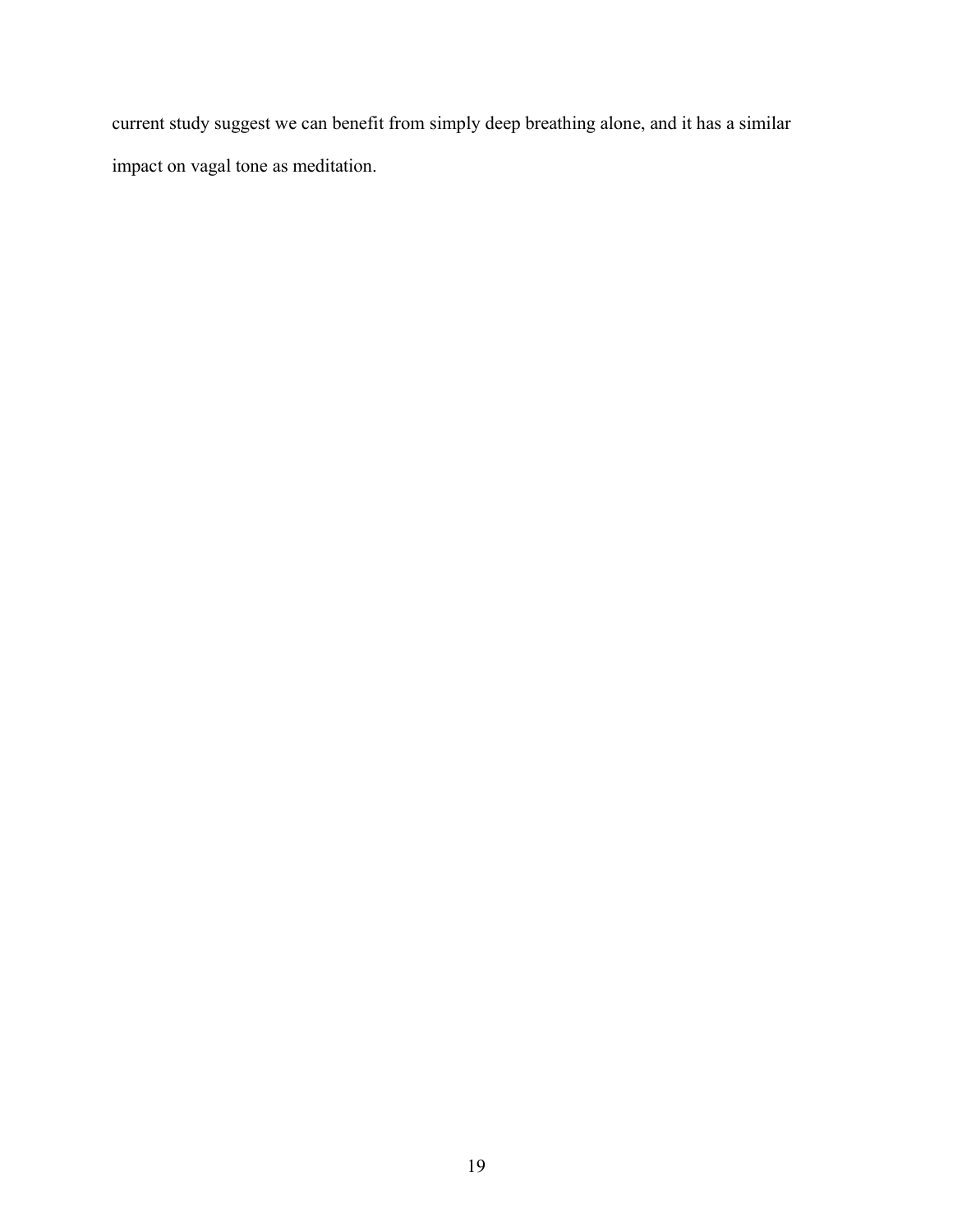current study suggest we can benefit from simply deep breathing alone, and it has a similar impact on vagal tone as meditation.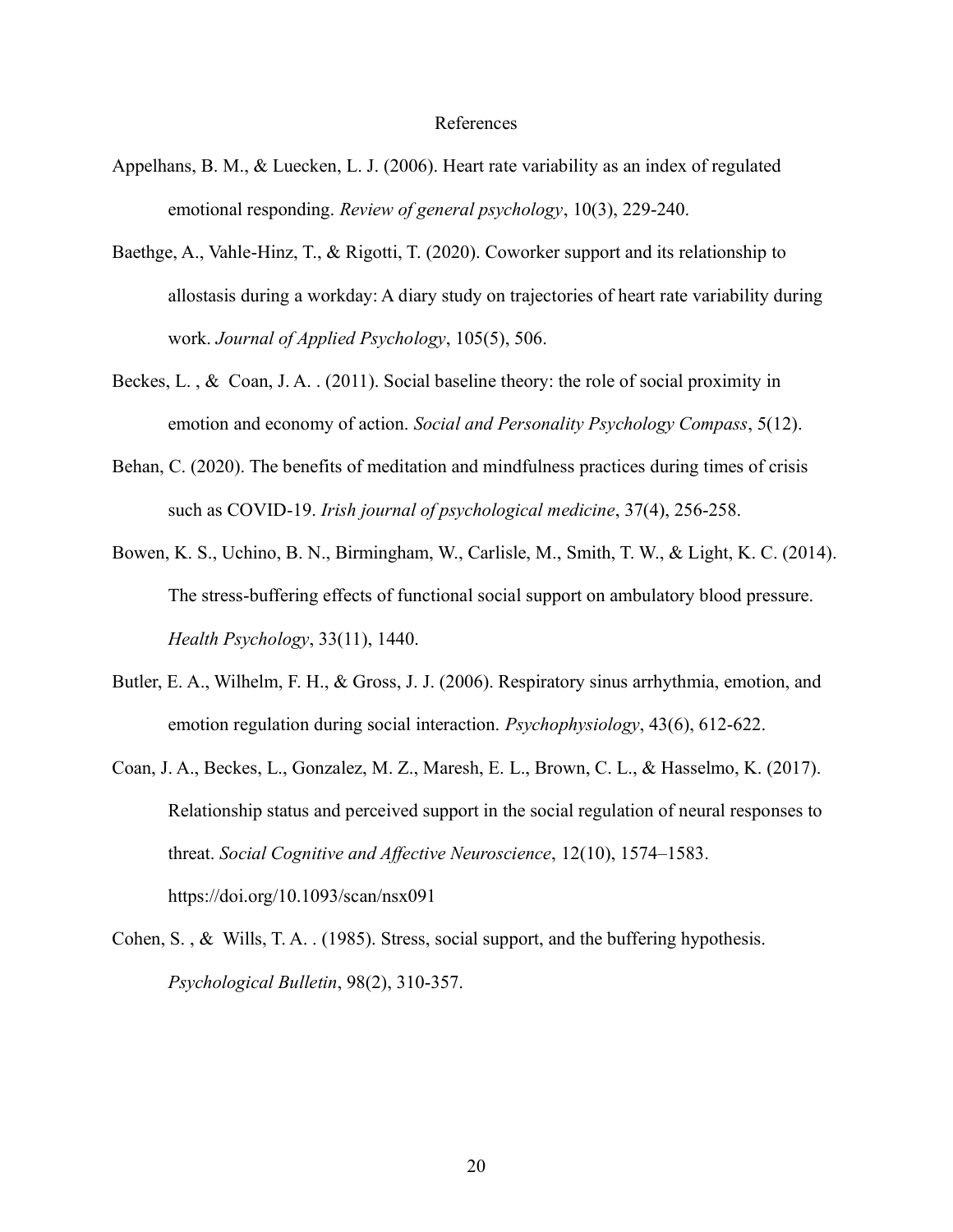# References

Appelhans, B. M., & Luecken, L. J. (2006). Heart rate variability as an index of regulated emotional responding. *Review of general psychology*, 10(3), 229-240.

Baethge, A., Vahle-Hinz, T., & Rigotti, T. (2020). Coworker support and its relationship to allostasis during a workday: A diary study on trajectories of heart rate variability during work. *Journal of Applied Psychology*, 105(5), 506.

Beckes, L. , & Coan, J. A. . (2011). Social baseline theory: the role of social proximity in emotion and economy of action. *Social and Personality Psychology Compass*, 5(12).

Behan, C. (2020). The benefits of meditation and mindfulness practices during times of crisis such as COVID-19. *Irish journal of psychological medicine*, 37(4), 256-258.

Bowen, K. S., Uchino, B. N., Birmingham, W., Carlisle, M., Smith, T. W., & Light, K. C. (2014). The stress-buffering effects of functional social support on ambulatory blood pressure. *Health Psychology*, 33(11), 1440.

Butler, E. A., Wilhelm, F. H., & Gross, J. J. (2006). Respiratory sinus arrhythmia, emotion, and emotion regulation during social interaction. *Psychophysiology*, 43(6), 612-622.

Coan, J. A., Beckes, L., Gonzalez, M. Z., Maresh, E. L., Brown, C. L., & Hasselmo, K. (2017). Relationship status and perceived support in the social regulation of neural responses to threat. *Social Cognitive and Affective Neuroscience*, 12(10), 1574–1583. https://doi.org/10.1093/scan/nsx091

Cohen, S. , & Wills, T. A. . (1985). Stress, social support, and the buffering hypothesis. *Psychological Bulletin*, 98(2), 310-357.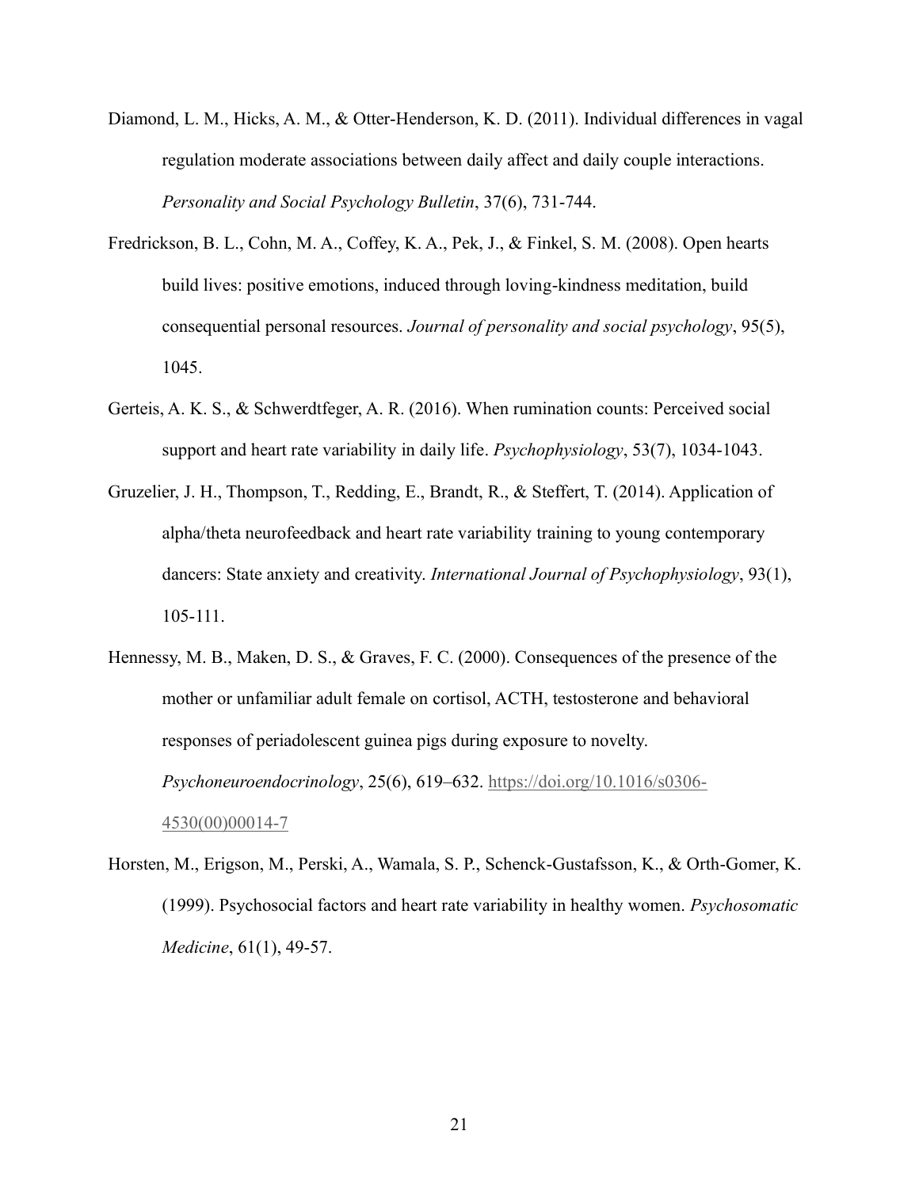Diamond, L. M., Hicks, A. M., & Otter-Henderson, K. D. (2011). Individual differences in vagal regulation moderate associations between daily affect and daily couple interactions. *Personality and Social Psychology Bulletin*, 37(6), 731-744.

Fredrickson, B. L., Cohn, M. A., Coffey, K. A., Pek, J., & Finkel, S. M. (2008). Open hearts build lives: positive emotions, induced through loving-kindness meditation, build consequential personal resources. *Journal of personality and social psychology*, 95(5), 1045.

Gerteis, A. K. S., & Schwerdtfeger, A. R. (2016). When rumination counts: Perceived social support and heart rate variability in daily life. *Psychophysiology*, 53(7), 1034-1043.

Gruzelier, J. H., Thompson, T., Redding, E., Brandt, R., & Steffert, T. (2014). Application of alpha/theta neurofeedback and heart rate variability training to young contemporary dancers: State anxiety and creativity. *International Journal of Psychophysiology*, 93(1), 105-111.

Hennessy, M. B., Maken, D. S., & Graves, F. C. (2000). Consequences of the presence of the mother or unfamiliar adult female on cortisol, ACTH, testosterone and behavioral responses of periadolescent guinea pigs during exposure to novelty. *Psychoneuroendocrinology*, 25(6), 619–632. https://doi.org/10.1016/s0306-4530(00)00014-7

Horsten, M., Erigson, M., Perski, A., Wamala, S. P., Schenck-Gustafsson, K., & Orth-Gomer, K. (1999). Psychosocial factors and heart rate variability in healthy women. *Psychosomatic Medicine*, 61(1), 49-57.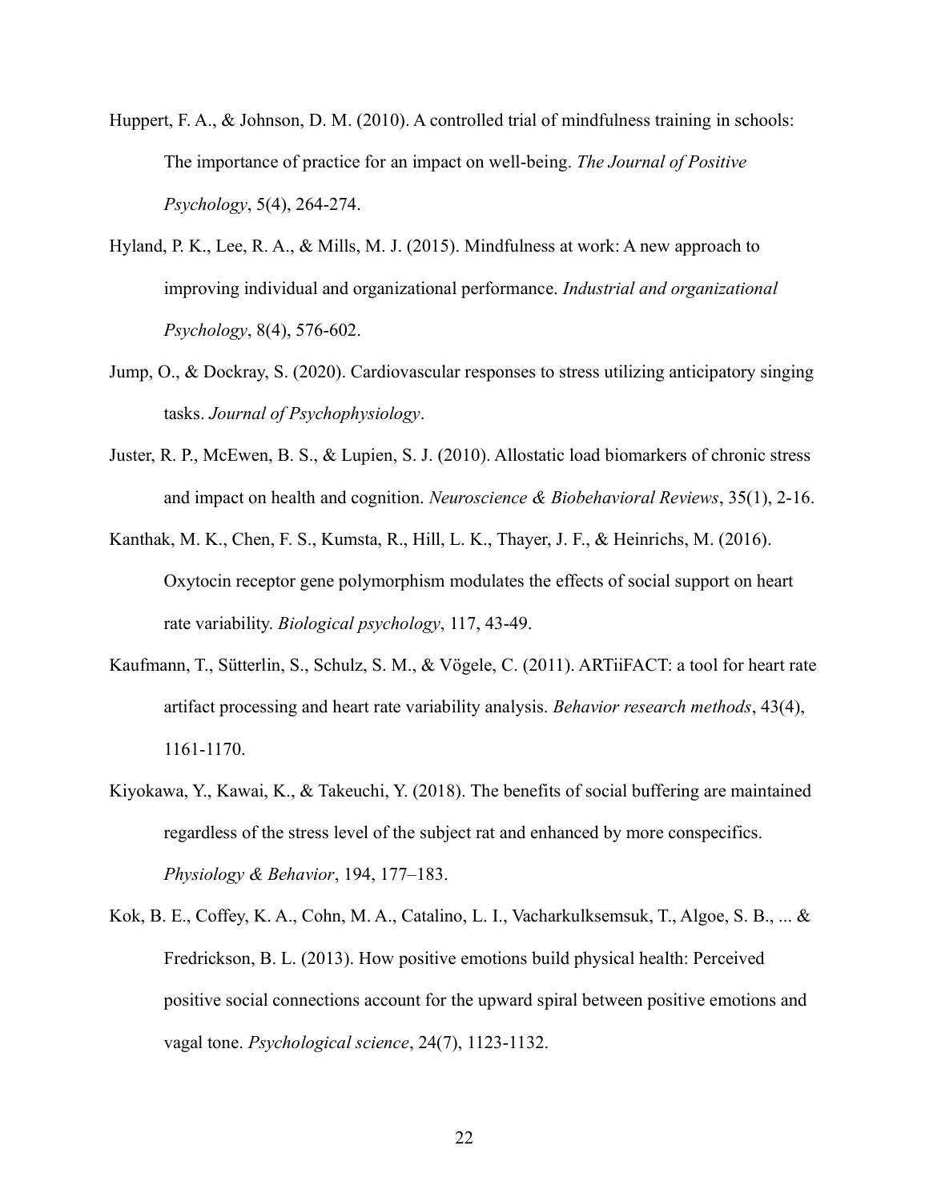Huppert, F. A., & Johnson, D. M. (2010). A controlled trial of mindfulness training in schools: The importance of practice for an impact on well-being. *The Journal of Positive Psychology*, 5(4), 264-274.

Hyland, P. K., Lee, R. A., & Mills, M. J. (2015). Mindfulness at work: A new approach to improving individual and organizational performance. *Industrial and organizational Psychology*, 8(4), 576-602.

Jump, O., & Dockray, S. (2020). Cardiovascular responses to stress utilizing anticipatory singing tasks. *Journal of Psychophysiology*.

Juster, R. P., McEwen, B. S., & Lupien, S. J. (2010). Allostatic load biomarkers of chronic stress and impact on health and cognition. *Neuroscience & Biobehavioral Reviews*, 35(1), 2-16.

Kanthak, M. K., Chen, F. S., Kumsta, R., Hill, L. K., Thayer, J. F., & Heinrichs, M. (2016). Oxytocin receptor gene polymorphism modulates the effects of social support on heart rate variability. *Biological psychology*, 117, 43-49.

Kaufmann, T., Sütterlin, S., Schulz, S. M., & Vögele, C. (2011). ARTiiFACT: a tool for heart rate artifact processing and heart rate variability analysis. *Behavior research methods*, 43(4), 1161-1170.

Kiyokawa, Y., Kawai, K., & Takeuchi, Y. (2018). The benefits of social buffering are maintained regardless of the stress level of the subject rat and enhanced by more conspecifics. *Physiology & Behavior*, 194, 177–183.

Kok, B. E., Coffey, K. A., Cohn, M. A., Catalino, L. I., Vacharkulksemsuk, T., Algoe, S. B., ... & Fredrickson, B. L. (2013). How positive emotions build physical health: Perceived positive social connections account for the upward spiral between positive emotions and vagal tone. *Psychological science*, 24(7), 1123-1132.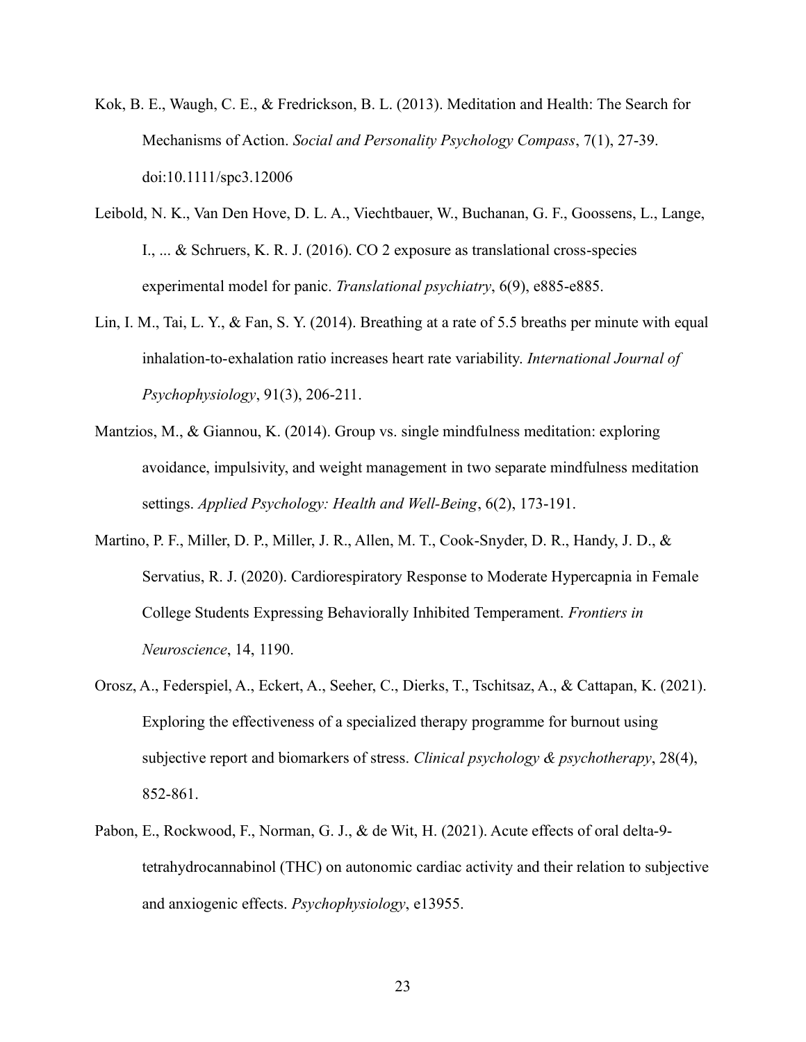Kok, B. E., Waugh, C. E., & Fredrickson, B. L. (2013). Meditation and Health: The Search for Mechanisms of Action. *Social and Personality Psychology Compass*, 7(1), 27-39. doi:10.1111/spc3.12006

Leibold, N. K., Van Den Hove, D. L. A., Viechtbauer, W., Buchanan, G. F., Goossens, L., Lange, I., ... & Schruers, K. R. J. (2016). CO 2 exposure as translational cross-species experimental model for panic. *Translational psychiatry*, 6(9), e885-e885.

Lin, I. M., Tai, L. Y., & Fan, S. Y. (2014). Breathing at a rate of 5.5 breaths per minute with equal inhalation-to-exhalation ratio increases heart rate variability. *International Journal of Psychophysiology*, 91(3), 206-211.

Mantzios, M., & Giannou, K. (2014). Group vs. single mindfulness meditation: exploring avoidance, impulsivity, and weight management in two separate mindfulness meditation settings. *Applied Psychology: Health and Well-Being*, 6(2), 173-191.

Martino, P. F., Miller, D. P., Miller, J. R., Allen, M. T., Cook-Snyder, D. R., Handy, J. D., & Servatius, R. J. (2020). Cardiorespiratory Response to Moderate Hypercapnia in Female College Students Expressing Behaviorally Inhibited Temperament. *Frontiers in Neuroscience*, 14, 1190.

Orosz, A., Federspiel, A., Eckert, A., Seeher, C., Dierks, T., Tschitsaz, A., & Cattapan, K. (2021). Exploring the effectiveness of a specialized therapy programme for burnout using subjective report and biomarkers of stress. *Clinical psychology & psychotherapy*, 28(4), 852-861.

Pabon, E., Rockwood, F., Norman, G. J., & de Wit, H. (2021). Acute effects of oral delta-9-tetrahydrocannabinol (THC) on autonomic cardiac activity and their relation to subjective and anxiogenic effects. *Psychophysiology*, e13955.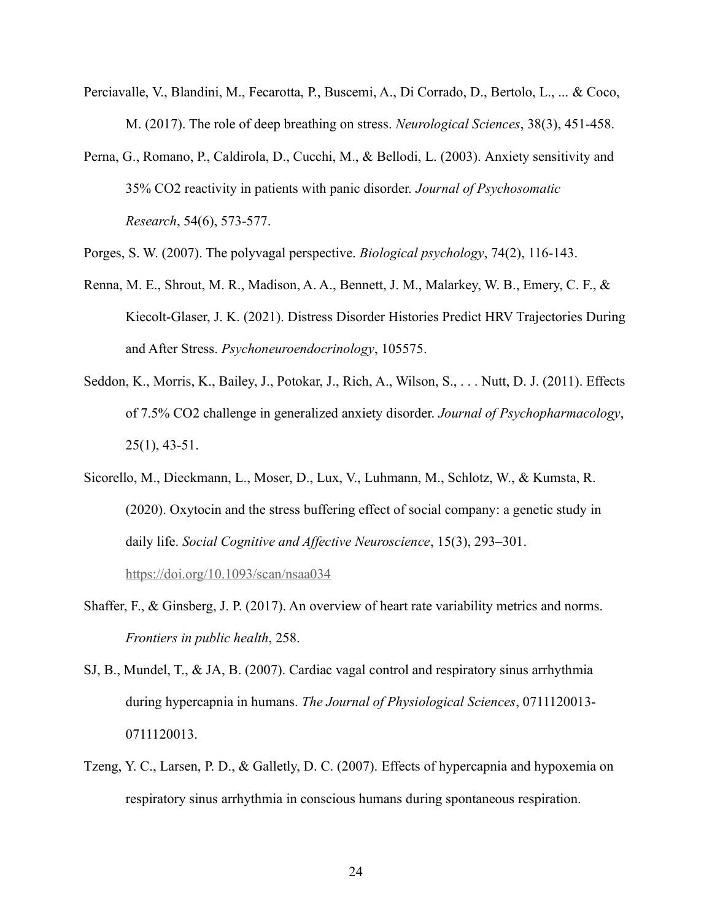Perciavalle, V., Blandini, M., Fecarotta, P., Buscemi, A., Di Corrado, D., Bertolo, L., ... & Coco, M. (2017). The role of deep breathing on stress. *Neurological Sciences*, 38(3), 451-458.

Perna, G., Romano, P., Caldirola, D., Cucchi, M., & Bellodi, L. (2003). Anxiety sensitivity and 35% CO2 reactivity in patients with panic disorder. *Journal of Psychosomatic Research*, 54(6), 573-577.

Porges, S. W. (2007). The polyvagal perspective. *Biological psychology*, 74(2), 116-143.

Renna, M. E., Shrout, M. R., Madison, A. A., Bennett, J. M., Malarkey, W. B., Emery, C. F., & Kiecolt-Glaser, J. K. (2021). Distress Disorder Histories Predict HRV Trajectories During and After Stress. *Psychoneuroendocrinology*, 105575.

Seddon, K., Morris, K., Bailey, J., Potokar, J., Rich, A., Wilson, S., . . . Nutt, D. J. (2011). Effects of 7.5% CO2 challenge in generalized anxiety disorder. *Journal of Psychopharmacology*, 25(1), 43-51.

Sicorello, M., Dieckmann, L., Moser, D., Lux, V., Luhmann, M., Schlotz, W., & Kumsta, R. (2020). Oxytocin and the stress buffering effect of social company: a genetic study in daily life. *Social Cognitive and Affective Neuroscience*, 15(3), 293–301. https://doi.org/10.1093/scan/nsaa034

Shaffer, F., & Ginsberg, J. P. (2017). An overview of heart rate variability metrics and norms. *Frontiers in public health*, 258.

SJ, B., Mundel, T., & JA, B. (2007). Cardiac vagal control and respiratory sinus arrhythmia during hypercapnia in humans. *The Journal of Physiological Sciences*, 0711120013-0711120013.

Tzeng, Y. C., Larsen, P. D., & Galletly, D. C. (2007). Effects of hypercapnia and hypoxemia on respiratory sinus arrhythmia in conscious humans during spontaneous respiration.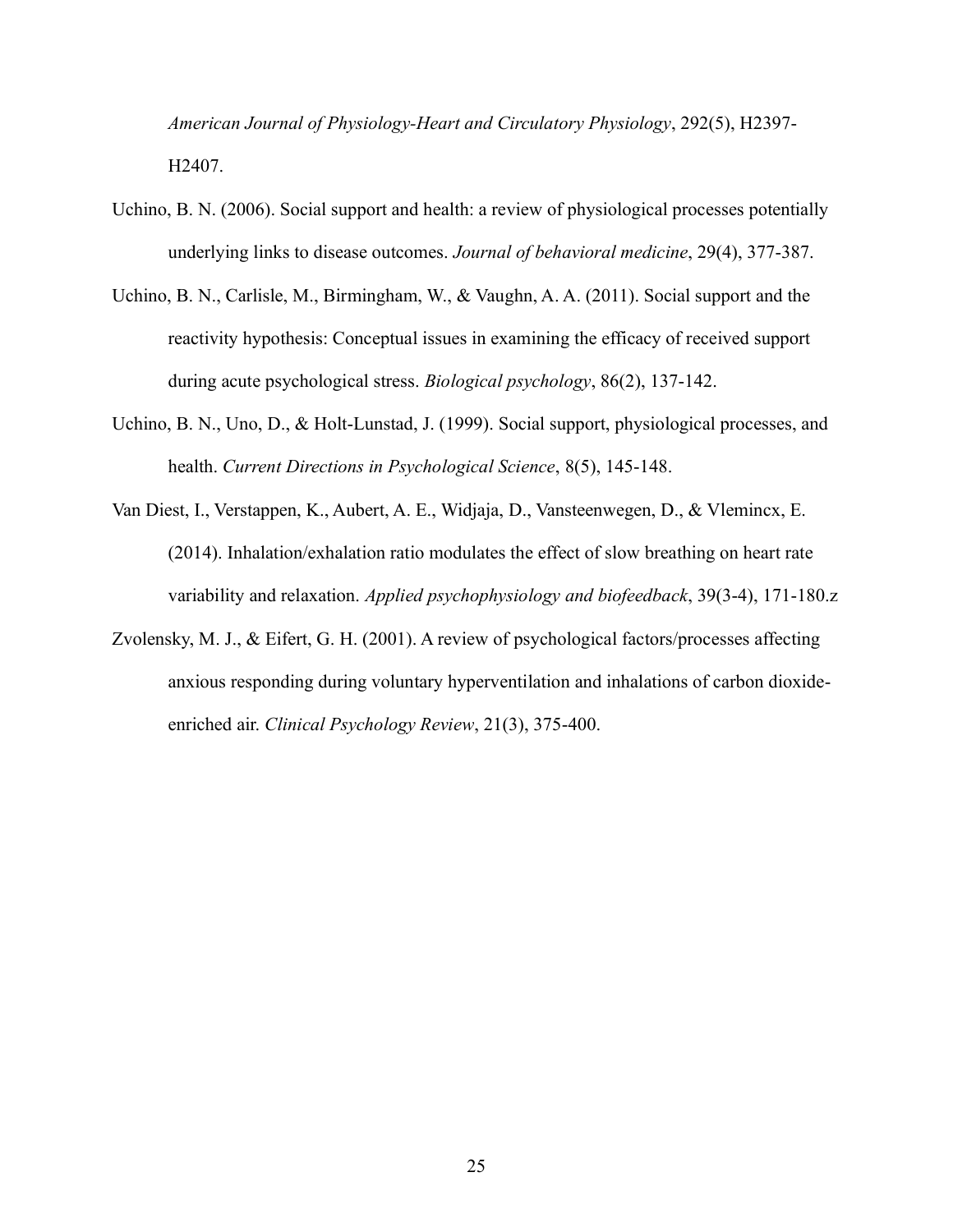*American Journal of Physiology-Heart and Circulatory Physiology*, 292(5), H2397-H2407.

Uchino, B. N. (2006). Social support and health: a review of physiological processes potentially underlying links to disease outcomes. *Journal of behavioral medicine*, 29(4), 377-387.

Uchino, B. N., Carlisle, M., Birmingham, W., & Vaughn, A. A. (2011). Social support and the reactivity hypothesis: Conceptual issues in examining the efficacy of received support during acute psychological stress. *Biological psychology*, 86(2), 137-142.

Uchino, B. N., Uno, D., & Holt-Lunstad, J. (1999). Social support, physiological processes, and health. *Current Directions in Psychological Science*, 8(5), 145-148.

Van Diest, I., Verstappen, K., Aubert, A. E., Widjaja, D., Vansteenwegen, D., & Vlemincx, E. (2014). Inhalation/exhalation ratio modulates the effect of slow breathing on heart rate variability and relaxation. *Applied psychophysiology and biofeedback*, 39(3-4), 171-180.z

Zvolensky, M. J., & Eifert, G. H. (2001). A review of psychological factors/processes affecting anxious responding during voluntary hyperventilation and inhalations of carbon dioxide-enriched air. *Clinical Psychology Review*, 21(3), 375-400.